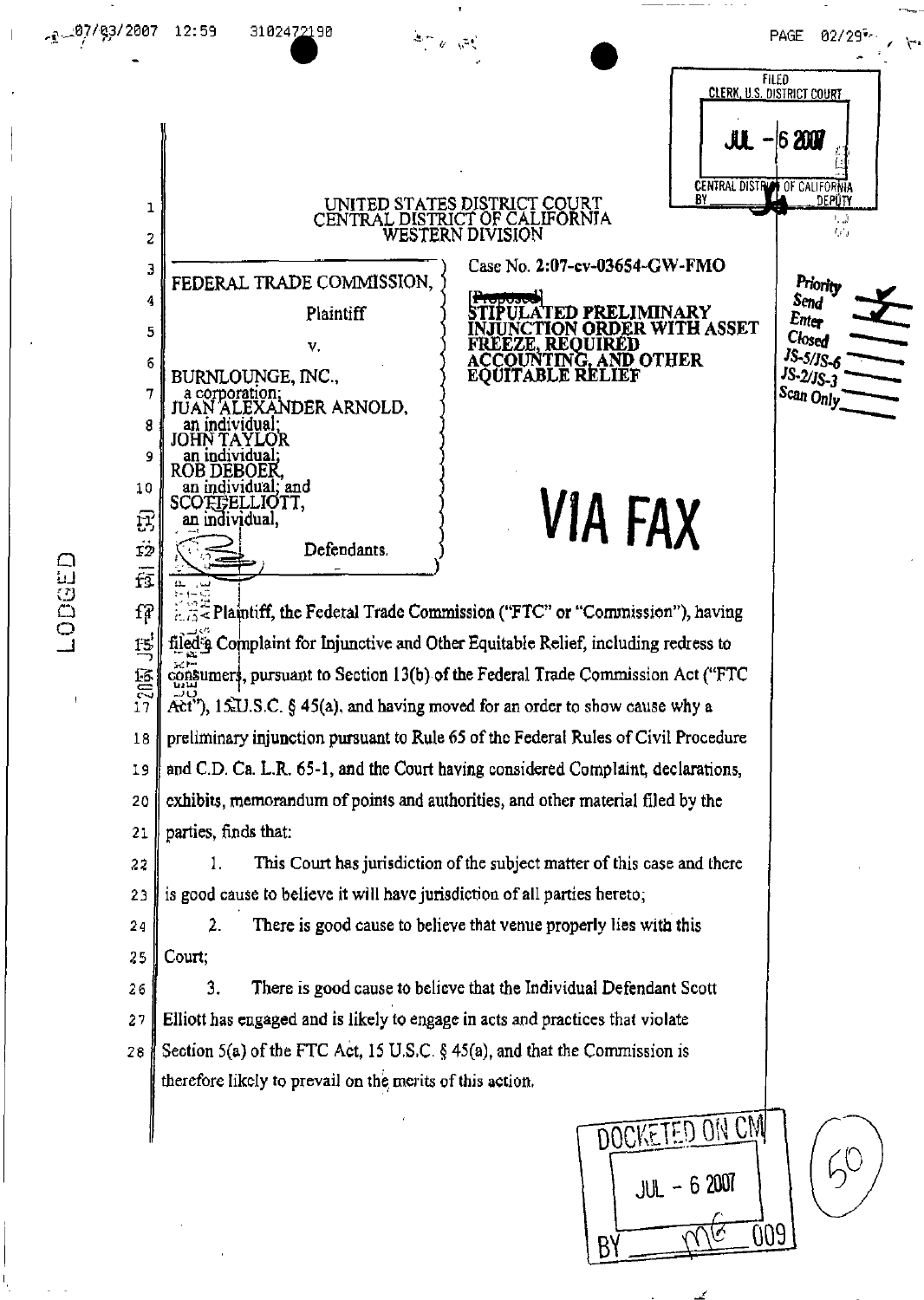FILED
CLERK, U.S. DISTRICT COURT

JUL - 6 2007

CENTRAL DISTRICT OF CALIFORNIA
BY DEPUTY

UNITED STATES DISTRICT COURT
CENTRAL DISTRICT OF CALIFORNIA
WESTERN DIVISION

| | |
|---|---|
| FEDERAL TRADE COMMISSION, Plaintiff v. BURNLOUNGE, INC., a corporation; JUAN ALEXANDER ARNOLD, an individual; JOHN TAYLOR an individual; ROB DEBOER, an individual; and SCOTT ELLIOTT, an individual, Defendants. | Case No. 2:07-cv-03654-GW-FMO |
| | ~~[Proposed]~~ **STIPULATED PRELIMINARY INJUNCTION ORDER WITH ASSET FREEZE, REQUIRED ACCOUNTING, AND OTHER EQUITABLE RELIEF** |

Priority ✓
Send ✓
Enter
Closed
JS-5/JS-6
JS-2/JS-3
Scan Only

**VIA FAX**

LODGED

Plaintiff, the Federal Trade Commission ("FTC" or "Commission"), having filed a Complaint for Injunctive and Other Equitable Relief, including redress to consumers, pursuant to Section 13(b) of the Federal Trade Commission Act ("FTC Act"), 15 U.S.C. § 45(a), and having moved for an order to show cause why a preliminary injunction pursuant to Rule 65 of the Federal Rules of Civil Procedure and C.D. Ca. L.R. 65-1, and the Court having considered Complaint, declarations, exhibits, memorandum of points and authorities, and other material filed by the parties, finds that:

1. This Court has jurisdiction of the subject matter of this case and there is good cause to believe it will have jurisdiction of all parties hereto;

2. There is good cause to believe that venue properly lies with this Court;

3. There is good cause to believe that the Individual Defendant Scott Elliott has engaged and is likely to engage in acts and practices that violate Section 5(a) of the FTC Act, 15 U.S.C. § 45(a), and that the Commission is therefore likely to prevail on the merits of this action.

DOCKETED ON CM
JUL - 6 2007
BY MG 009

50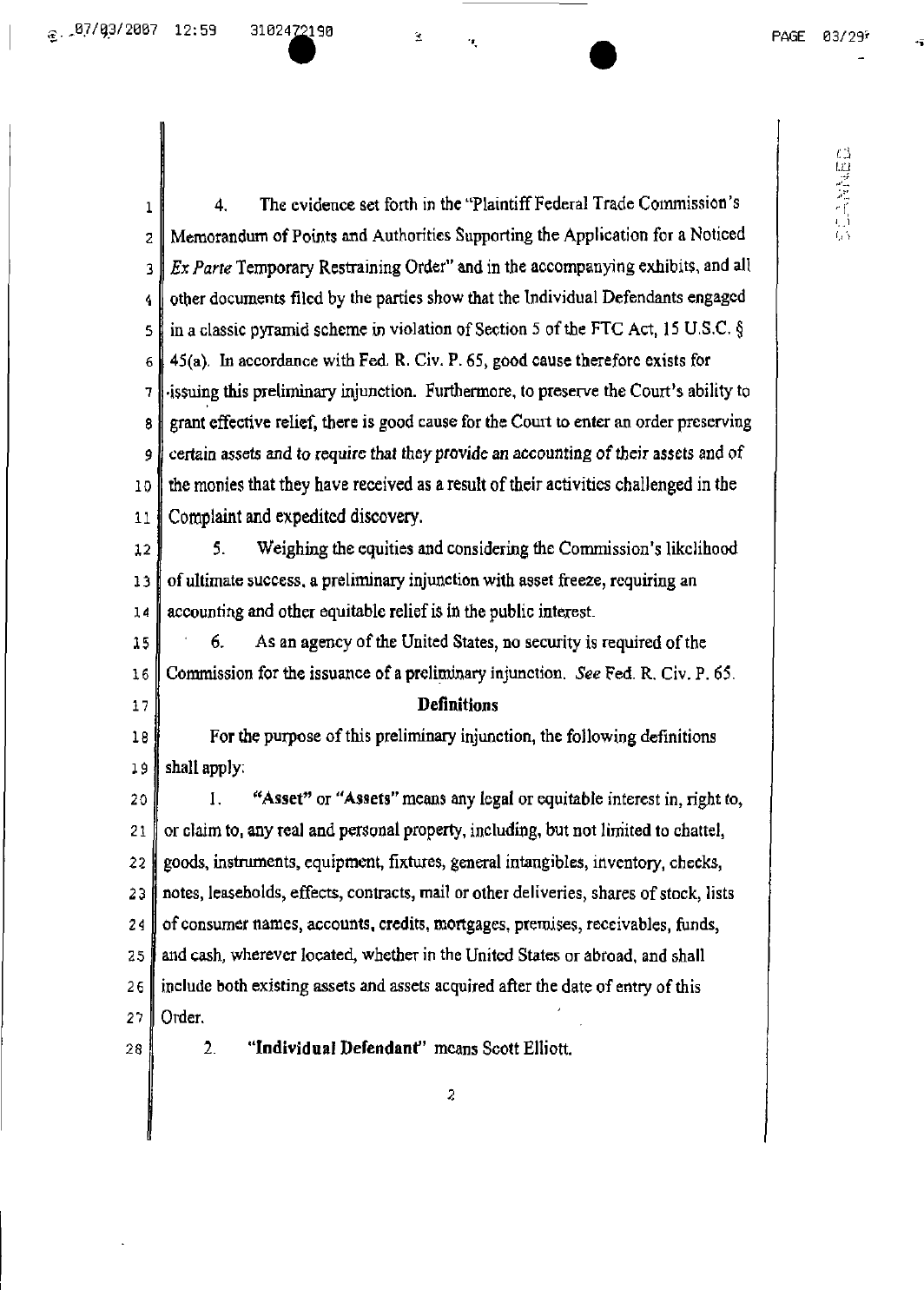4. The evidence set forth in the "Plaintiff Federal Trade Commission's Memorandum of Points and Authorities Supporting the Application for a Noticed *Ex Parte* Temporary Restraining Order" and in the accompanying exhibits, and all other documents filed by the parties show that the Individual Defendants engaged in a classic pyramid scheme in violation of Section 5 of the FTC Act, 15 U.S.C. § 45(a). In accordance with Fed. R. Civ. P. 65, good cause therefore exists for issuing this preliminary injunction. Furthermore, to preserve the Court's ability to grant effective relief, there is good cause for the Court to enter an order preserving certain assets and to require that they provide an accounting of their assets and of the monies that they have received as a result of their activities challenged in the Complaint and expedited discovery.

5. Weighing the equities and considering the Commission's likelihood of ultimate success, a preliminary injunction with asset freeze, requiring an accounting and other equitable relief is in the public interest.

6. As an agency of the United States, no security is required of the Commission for the issuance of a preliminary injunction. *See* Fed. R. Civ. P. 65.

## Definitions

For the purpose of this preliminary injunction, the following definitions shall apply:

1. **"Asset"** or **"Assets"** means any legal or equitable interest in, right to, or claim to, any real and personal property, including, but not limited to chattel, goods, instruments, equipment, fixtures, general intangibles, inventory, checks, notes, leaseholds, effects, contracts, mail or other deliveries, shares of stock, lists of consumer names, accounts, credits, mortgages, premises, receivables, funds, and cash, wherever located, whether in the United States or abroad, and shall include both existing assets and assets acquired after the date of entry of this Order.

2. **"Individual Defendant"** means Scott Elliott.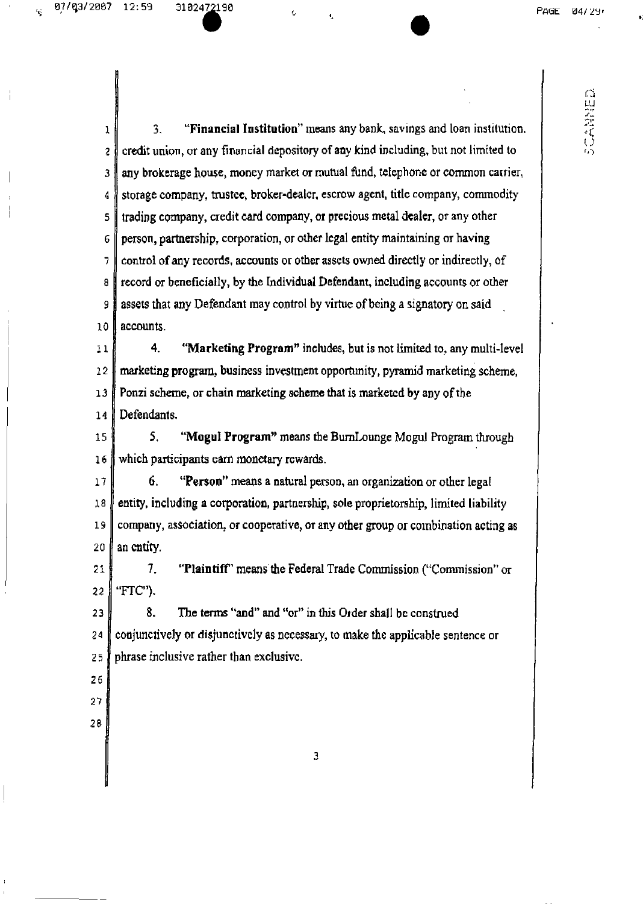3. **"Financial Institution"** means any bank, savings and loan institution, credit union, or any financial depository of any kind including, but not limited to any brokerage house, money market or mutual fund, telephone or common carrier, storage company, trustee, broker-dealer, escrow agent, title company, commodity trading company, credit card company, or precious metal dealer, or any other person, partnership, corporation, or other legal entity maintaining or having control of any records, accounts or other assets owned directly or indirectly, of record or beneficially, by the Individual Defendant, including accounts or other assets that any Defendant may control by virtue of being a signatory on said accounts.

4. **"Marketing Program"** includes, but is not limited to, any multi-level marketing program, business investment opportunity, pyramid marketing scheme, Ponzi scheme, or chain marketing scheme that is marketed by any of the Defendants.

5. **"Mogul Program"** means the BurnLounge Mogul Program through which participants earn monetary rewards.

6. **"Person"** means a natural person, an organization or other legal entity, including a corporation, partnership, sole proprietorship, limited liability company, association, or cooperative, or any other group or combination acting as an entity.

7. **"Plaintiff"** means the Federal Trade Commission ("Commission" or "FTC").

8. The terms "and" and "or" in this Order shall be construed conjunctively or disjunctively as necessary, to make the applicable sentence or phrase inclusive rather than exclusive.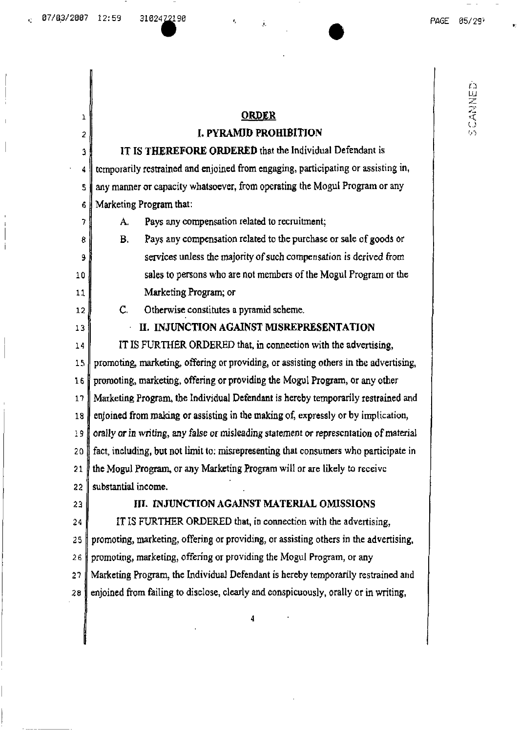## ORDER

### I. PYRAMID PROHIBITION

**IT IS THEREFORE ORDERED** that the Individual Defendant is temporarily restrained and enjoined from engaging, participating or assisting in, any manner or capacity whatsoever, from operating the Mogul Program or any Marketing Program that:

A. Pays any compensation related to recruitment;

B. Pays any compensation related to the purchase or sale of goods or services unless the majority of such compensation is derived from sales to persons who are not members of the Mogul Program or the Marketing Program; or

C. Otherwise constitutes a pyramid scheme.

### II. INJUNCTION AGAINST MISREPRESENTATION

IT IS FURTHER ORDERED that, in connection with the advertising, promoting, marketing, offering or providing, or assisting others in the advertising, promoting, marketing, offering or providing the Mogul Program, or any other Marketing Program, the Individual Defendant is hereby temporarily restrained and enjoined from making or assisting in the making of, expressly or by implication, orally or in writing, any false or misleading statement or representation of material fact, including, but not limit to: misrepresenting that consumers who participate in the Mogul Program, or any Marketing Program will or are likely to receive substantial income.

### III. INJUNCTION AGAINST MATERIAL OMISSIONS

IT IS FURTHER ORDERED that, in connection with the advertising, promoting, marketing, offering or providing, or assisting others in the advertising, promoting, marketing, offering or providing the Mogul Program, or any Marketing Program, the Individual Defendant is hereby temporarily restrained and enjoined from failing to disclose, clearly and conspicuously, orally or in writing,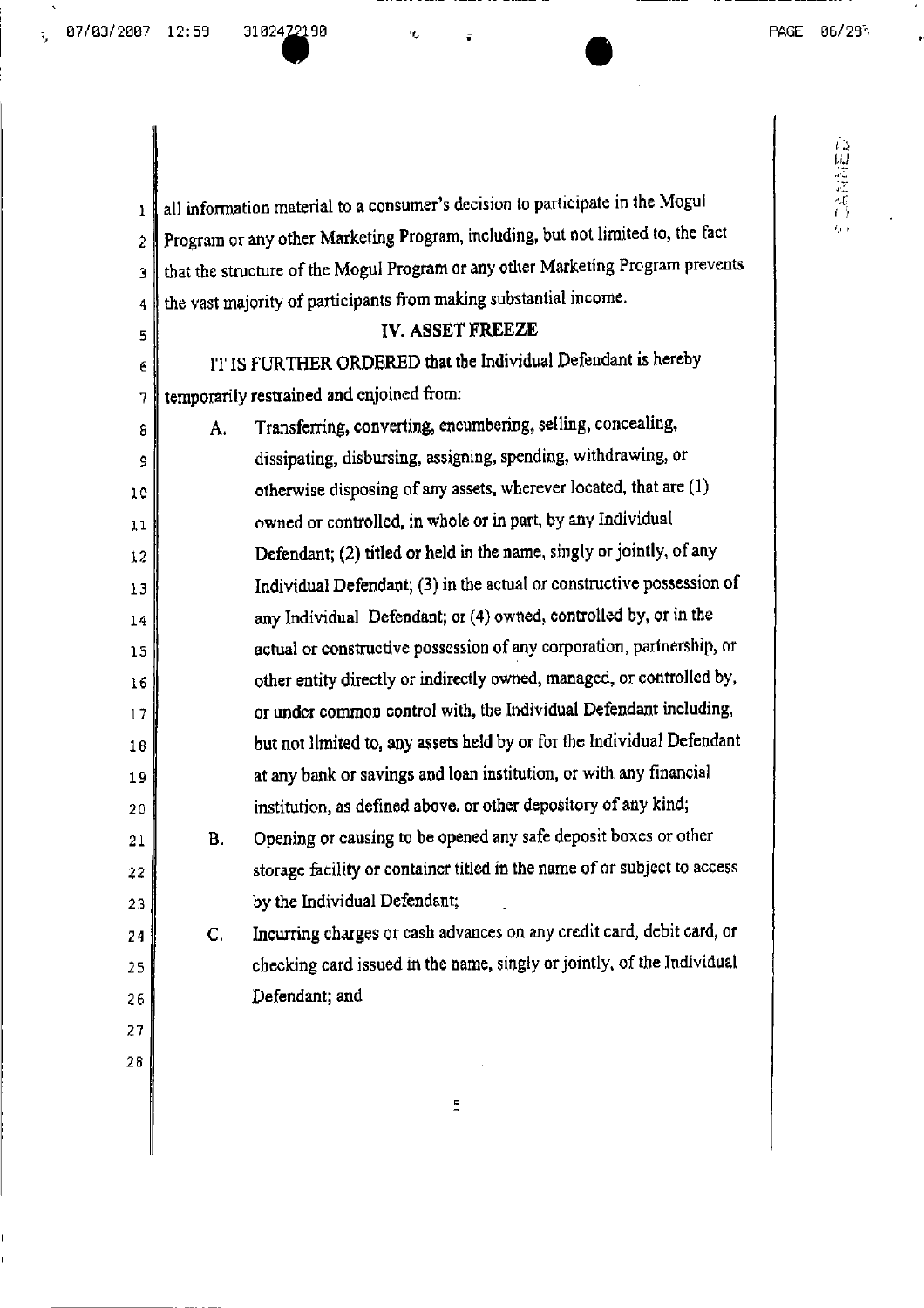all information material to a consumer's decision to participate in the Mogul Program or any other Marketing Program, including, but not limited to, the fact that the structure of the Mogul Program or any other Marketing Program prevents the vast majority of participants from making substantial income.

## IV. ASSET FREEZE

IT IS FURTHER ORDERED that the Individual Defendant is hereby temporarily restrained and enjoined from:

A. Transferring, converting, encumbering, selling, concealing, dissipating, disbursing, assigning, spending, withdrawing, or otherwise disposing of any assets, wherever located, that are (1) owned or controlled, in whole or in part, by any Individual Defendant; (2) titled or held in the name, singly or jointly, of any Individual Defendant; (3) in the actual or constructive possession of any Individual Defendant; or (4) owned, controlled by, or in the actual or constructive possession of any corporation, partnership, or other entity directly or indirectly owned, managed, or controlled by, or under common control with, the Individual Defendant including, but not limited to, any assets held by or for the Individual Defendant at any bank or savings and loan institution, or with any financial institution, as defined above, or other depository of any kind;

B. Opening or causing to be opened any safe deposit boxes or other storage facility or container titled in the name of or subject to access by the Individual Defendant;

C. Incurring charges or cash advances on any credit card, debit card, or checking card issued in the name, singly or jointly, of the Individual Defendant; and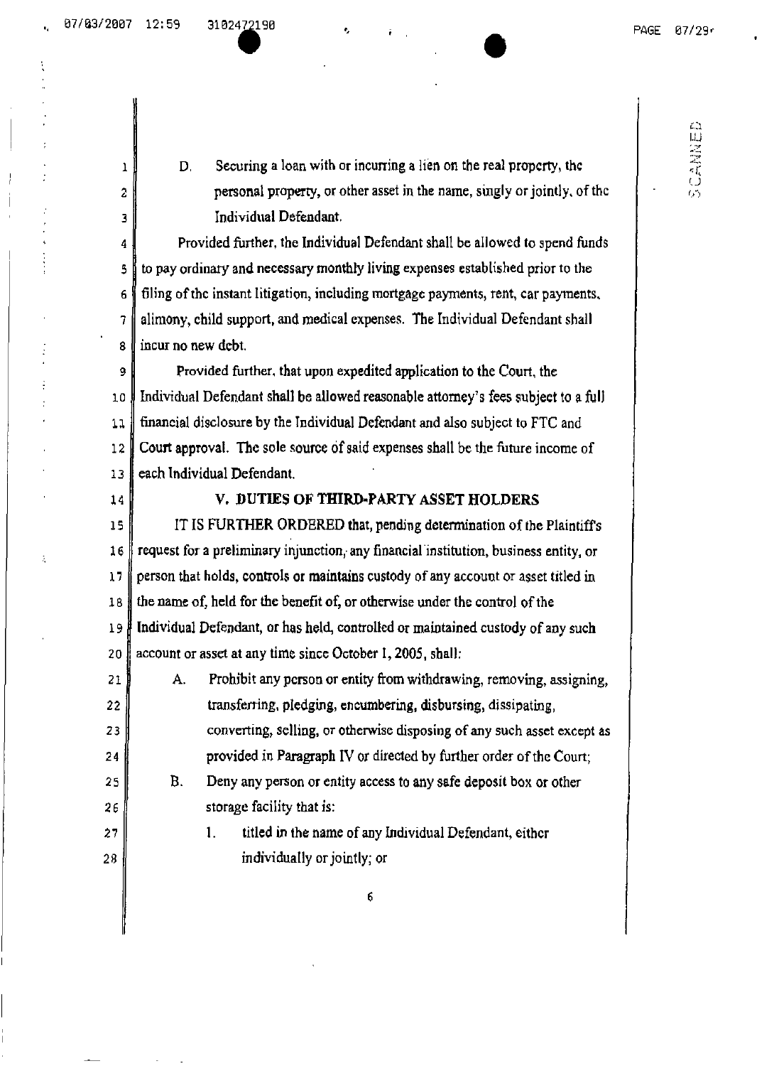D. Securing a loan with or incurring a lien on the real property, the personal property, or other asset in the name, singly or jointly, of the Individual Defendant.

Provided further, the Individual Defendant shall be allowed to spend funds to pay ordinary and necessary monthly living expenses established prior to the filing of the instant litigation, including mortgage payments, rent, car payments, alimony, child support, and medical expenses. The Individual Defendant shall incur no new debt.

Provided further, that upon expedited application to the Court, the Individual Defendant shall be allowed reasonable attorney's fees subject to a full financial disclosure by the Individual Defendant and also subject to FTC and Court approval. The sole source of said expenses shall be the future income of each Individual Defendant.

## V. DUTIES OF THIRD-PARTY ASSET HOLDERS

IT IS FURTHER ORDERED that, pending determination of the Plaintiff's request for a preliminary injunction, any financial institution, business entity, or person that holds, controls or maintains custody of any account or asset titled in the name of, held for the benefit of, or otherwise under the control of the Individual Defendant, or has held, controlled or maintained custody of any such account or asset at any time since October 1, 2005, shall:

A. Prohibit any person or entity from withdrawing, removing, assigning, transferring, pledging, encumbering, disbursing, dissipating, converting, selling, or otherwise disposing of any such asset except as provided in Paragraph IV or directed by further order of the Court;

B. Deny any person or entity access to any safe deposit box or other storage facility that is:

1. titled in the name of any Individual Defendant, either individually or jointly; or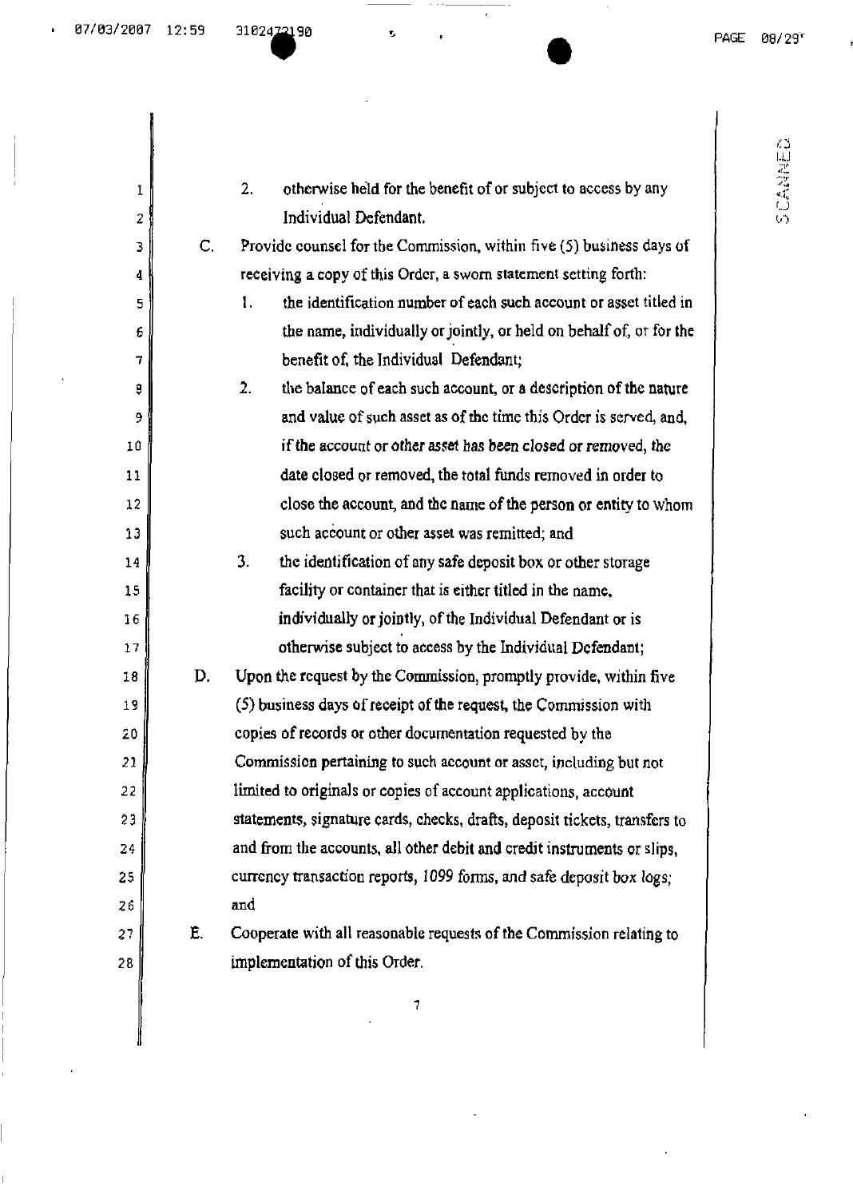2. otherwise held for the benefit of or subject to access by any Individual Defendant.

C. Provide counsel for the Commission, within five (5) business days of receiving a copy of this Order, a sworn statement setting forth:

1. the identification number of each such account or asset titled in the name, individually or jointly, or held on behalf of, or for the benefit of, the Individual Defendant;

2. the balance of each such account, or a description of the nature and value of such asset as of the time this Order is served, and, if the account or other asset has been closed or removed, the date closed or removed, the total funds removed in order to close the account, and the name of the person or entity to whom such account or other asset was remitted; and

3. the identification of any safe deposit box or other storage facility or container that is either titled in the name, individually or jointly, of the Individual Defendant or is otherwise subject to access by the Individual Defendant;

D. Upon the request by the Commission, promptly provide, within five (5) business days of receipt of the request, the Commission with copies of records or other documentation requested by the Commission pertaining to such account or asset, including but not limited to originals or copies of account applications, account statements, signature cards, checks, drafts, deposit tickets, transfers to and from the accounts, all other debit and credit instruments or slips, currency transaction reports, 1099 forms, and safe deposit box logs; and

E. Cooperate with all reasonable requests of the Commission relating to implementation of this Order.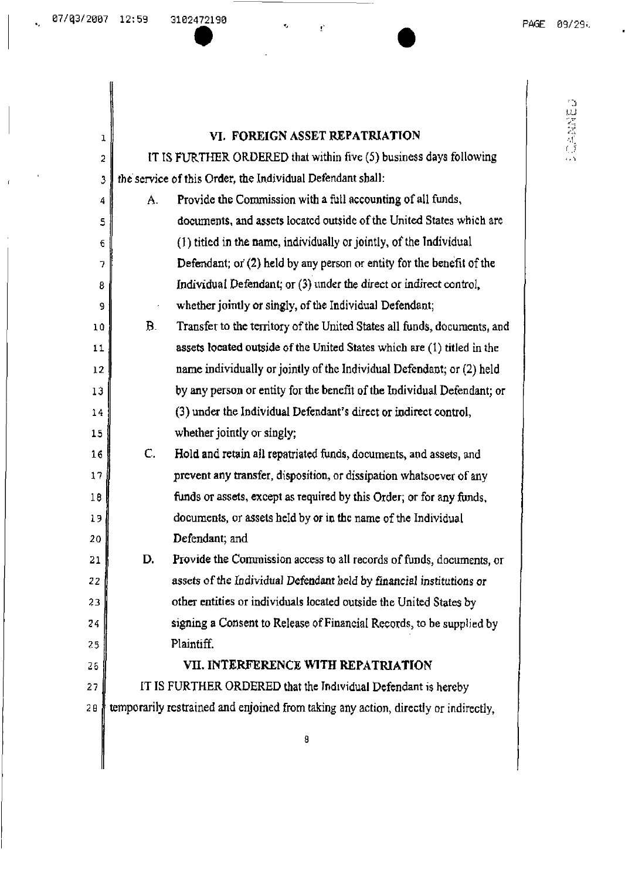## VI. FOREIGN ASSET REPATRIATION

IT IS FURTHER ORDERED that within five (5) business days following the service of this Order, the Individual Defendant shall:

A. Provide the Commission with a full accounting of all funds, documents, and assets located outside of the United States which are (1) titled in the name, individually or jointly, of the Individual Defendant; or (2) held by any person or entity for the benefit of the Individual Defendant; or (3) under the direct or indirect control, whether jointly or singly, of the Individual Defendant;

B. Transfer to the territory of the United States all funds, documents, and assets located outside of the United States which are (1) titled in the name individually or jointly of the Individual Defendant; or (2) held by any person or entity for the benefit of the Individual Defendant; or (3) under the Individual Defendant's direct or indirect control, whether jointly or singly;

C. Hold and retain all repatriated funds, documents, and assets, and prevent any transfer, disposition, or dissipation whatsoever of any funds or assets, except as required by this Order; or for any funds, documents, or assets held by or in the name of the Individual Defendant; and

D. Provide the Commission access to all records of funds, documents, or assets of the Individual Defendant held by financial institutions or other entities or individuals located outside the United States by signing a Consent to Release of Financial Records, to be supplied by Plaintiff.

## VII. INTERFERENCE WITH REPATRIATION

IT IS FURTHER ORDERED that the Individual Defendant is hereby temporarily restrained and enjoined from taking any action, directly or indirectly,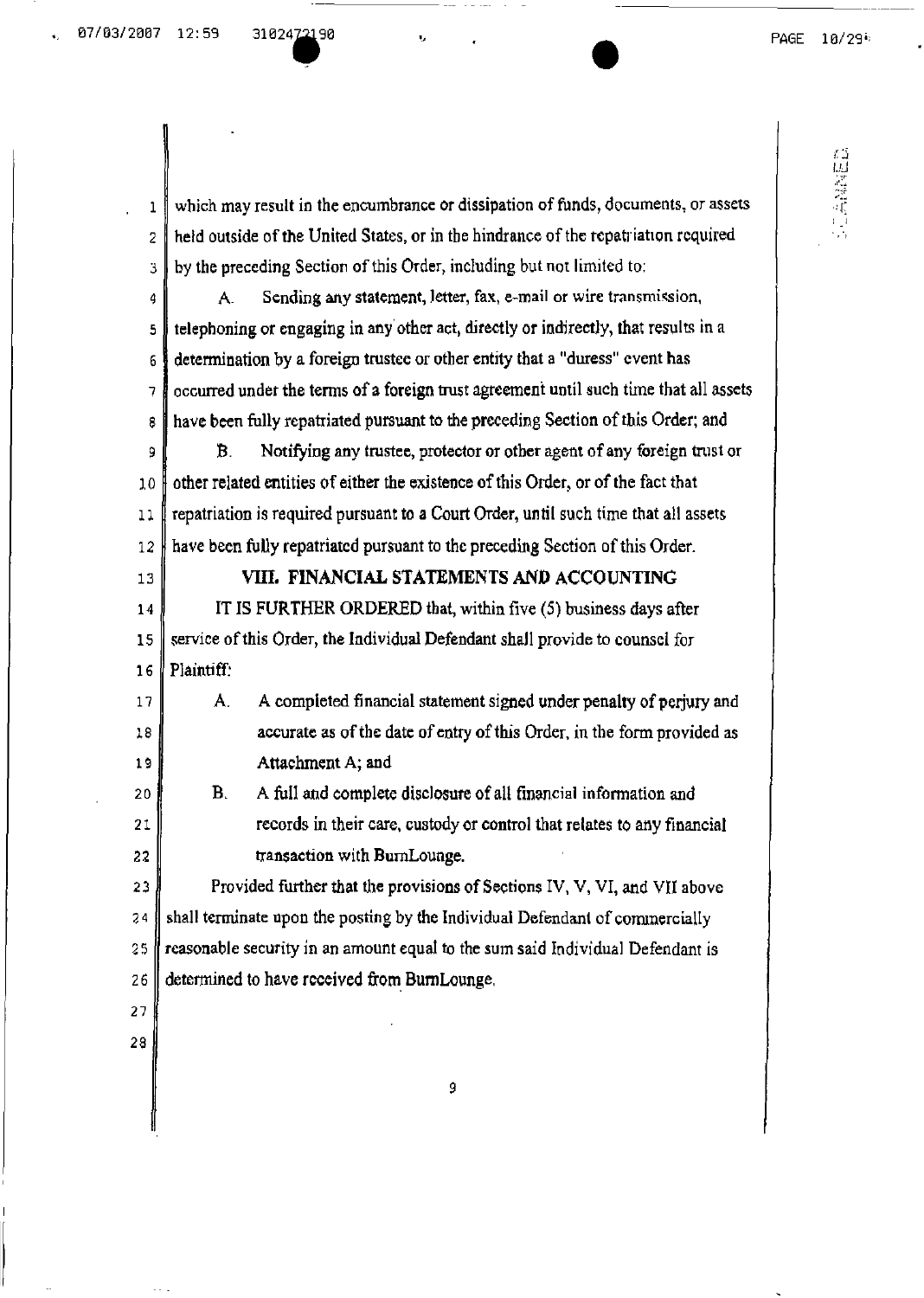which may result in the encumbrance or dissipation of funds, documents, or assets held outside of the United States, or in the hindrance of the repatriation required by the preceding Section of this Order, including but not limited to:

A. Sending any statement, letter, fax, e-mail or wire transmission, telephoning or engaging in any other act, directly or indirectly, that results in a determination by a foreign trustee or other entity that a "duress" event has occurred under the terms of a foreign trust agreement until such time that all assets have been fully repatriated pursuant to the preceding Section of this Order; and

B. Notifying any trustee, protector or other agent of any foreign trust or other related entities of either the existence of this Order, or of the fact that repatriation is required pursuant to a Court Order, until such time that all assets have been fully repatriated pursuant to the preceding Section of this Order.

## VIII. FINANCIAL STATEMENTS AND ACCOUNTING

IT IS FURTHER ORDERED that, within five (5) business days after service of this Order, the Individual Defendant shall provide to counsel for Plaintiff:

A. A completed financial statement signed under penalty of perjury and accurate as of the date of entry of this Order, in the form provided as Attachment A; and

B. A full and complete disclosure of all financial information and records in their care, custody or control that relates to any financial transaction with BurnLounge.

Provided further that the provisions of Sections IV, V, VI, and VII above shall terminate upon the posting by the Individual Defendant of commercially reasonable security in an amount equal to the sum said Individual Defendant is determined to have received from BurnLounge.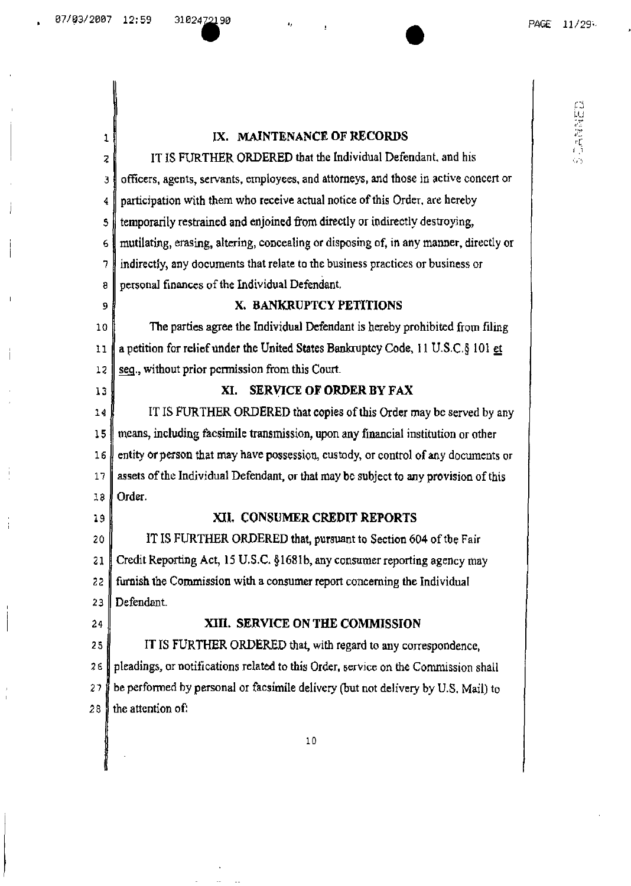## IX. MAINTENANCE OF RECORDS

IT IS FURTHER ORDERED that the Individual Defendant, and his officers, agents, servants, employees, and attorneys, and those in active concert or participation with them who receive actual notice of this Order, are hereby temporarily restrained and enjoined from directly or indirectly destroying, mutilating, erasing, altering, concealing or disposing of, in any manner, directly or indirectly, any documents that relate to the business practices or business or personal finances of the Individual Defendant.

## X. BANKRUPTCY PETITIONS

The parties agree the Individual Defendant is hereby prohibited from filing a petition for relief under the United States Bankruptcy Code, 11 U.S.C.§ 101 et seq., without prior permission from this Court.

## XI. SERVICE OF ORDER BY FAX

IT IS FURTHER ORDERED that copies of this Order may be served by any means, including facsimile transmission, upon any financial institution or other entity or person that may have possession, custody, or control of any documents or assets of the Individual Defendant, or that may be subject to any provision of this Order.

## XII. CONSUMER CREDIT REPORTS

IT IS FURTHER ORDERED that, pursuant to Section 604 of the Fair Credit Reporting Act, 15 U.S.C. §1681b, any consumer reporting agency may furnish the Commission with a consumer report concerning the Individual Defendant.

## XIII. SERVICE ON THE COMMISSION

IT IS FURTHER ORDERED that, with regard to any correspondence, pleadings, or notifications related to this Order, service on the Commission shall be performed by personal or facsimile delivery (but not delivery by U.S. Mail) to the attention of: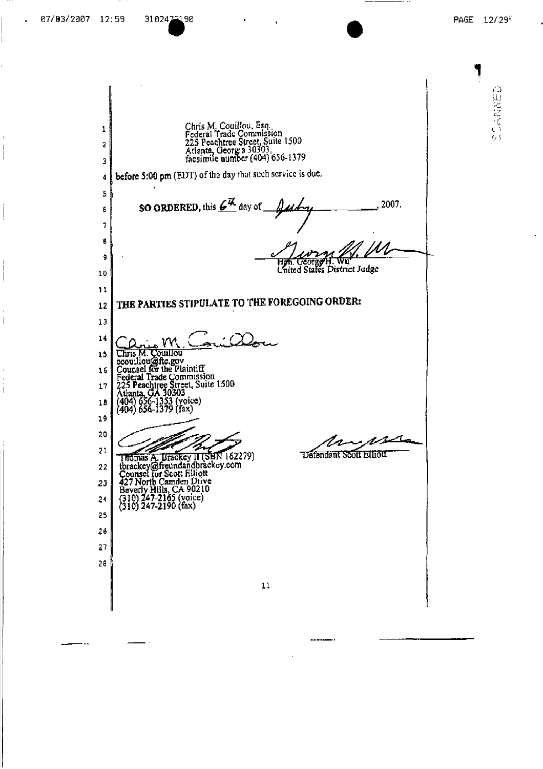Chris M. Couillou, Esq.
Federal Trade Commission
225 Peachtree Street, Suite 1500
Atlanta, Georgia 30303,
facsimile number (404) 656-1379

before 5:00 pm (EDT) of the day that such service is due.

**SO ORDERED**, this 6th day of July, 2007.

Hon. George H. Wu
United States District Judge

**THE PARTIES STIPULATE TO THE FOREGOING ORDER:**

Chris M. Couillou
ccouillou@ftc.gov
Counsel for the Plaintiff
Federal Trade Commission
225 Peachtree Street, Suite 1500
Atlanta, GA 30303
(404) 656-1353 (voice)
(404) 656-1379 (fax)

Thomas A. Brackey II (SBN 162279)
tbrackey@freundandbrackey.com
Counsel for Scott Elliott
427 North Camden Drive
Beverly Hills, CA 90210
(310) 247-2165 (voice)
(310) 247-2190 (fax)

Defendant Scott Elliott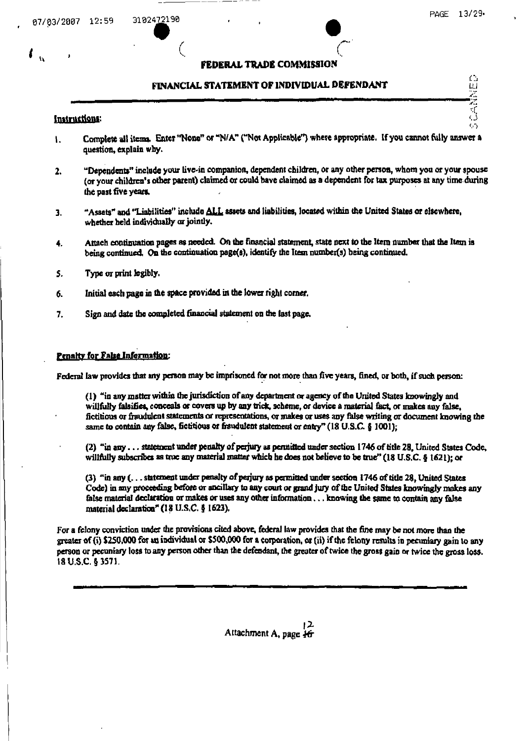# FEDERAL TRADE COMMISSION

## FINANCIAL STATEMENT OF INDIVIDUAL DEFENDANT

**Instructions:**

1. Complete all items. Enter "None" or "N/A" ("Not Applicable") where appropriate. If you cannot fully answer a question, explain why.

2. "Dependents" include your live-in companion, dependent children, or any other person, whom you or your spouse (or your children's other parent) claimed or could have claimed as a dependent for tax purposes at any time during the past five years.

3. "Assets" and "Liabilities" include ALL assets and liabilities, located within the United States or elsewhere, whether held individually or jointly.

4. Attach continuation pages as needed. On the financial statement, state next to the Item number that the Item is being continued. On the continuation page(s), identify the Item number(s) being continued.

5. Type or print legibly.

6. Initial each page in the space provided in the lower right corner.

7. Sign and date the completed financial statement on the last page.

**Penalty for False Information:**

Federal law provides that any person may be imprisoned for not more than five years, fined, or both, if such person:

(1) "in any matter within the jurisdiction of any department or agency of the United States knowingly and willfully falsifies, conceals or covers up by any trick, scheme, or device a material fact, or makes any false, fictitious or fraudulent statements or representations, or makes or uses any false writing or document knowing the same to contain any false, fictitious or fraudulent statement or entry" (18 U.S.C. § 1001);

(2) "in any . . . statement under penalty of perjury as permitted under section 1746 of title 28, United States Code, willfully subscribes as true any material matter which he does not believe to be true" (18 U.S.C. § 1621); or

(3) "in any ( . . . statement under penalty of perjury as permitted under section 1746 of title 28, United States Code) in any proceeding before or ancillary to any court or grand jury of the United States knowingly makes any false material declaration or makes or uses any other information . . . knowing the same to contain any false material declaration" (18 U.S.C. § 1623).

For a felony conviction under the provisions cited above, federal law provides that the fine may be not more than the greater of (i) $250,000 for an individual or $500,000 for a corporation, or (ii) if the felony results in pecuniary gain to any person or pecuniary loss to any person other than the defendant, the greater of twice the gross gain or twice the gross loss. 18 U.S.C. § 3571.

Attachment A, page ~~16~~ 12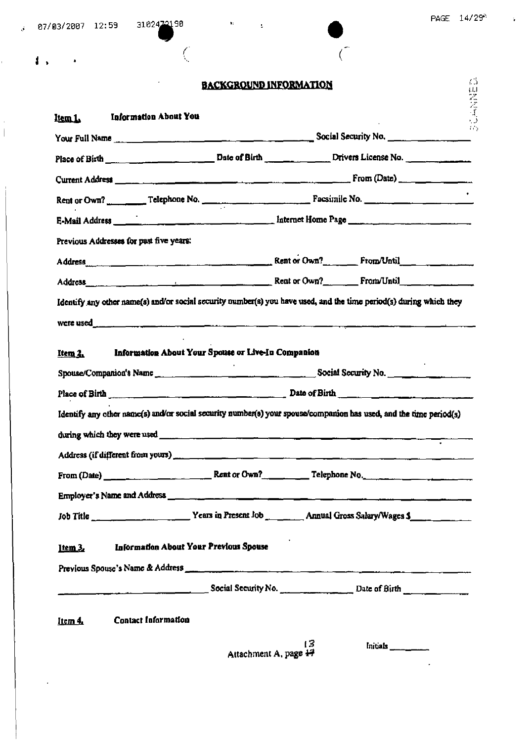## BACKGROUND INFORMATION

**Item 1. Information About You**

Your Full Name ______________________ Social Security No. ______________

Place of Birth ______________ Date of Birth ____________ Drivers License No. ____________

Current Address ______________________________ From (Date) ____________

Rent or Own? ________ Telephone No. ______________ Facsimile No. ______________

E-Mail Address ______________________ Internet Home Page ______________________

Previous Addresses for past five years:

Address ______________________________ Rent or Own? ________ From/Until ____________

Address ______________________________ Rent or Own? ________ From/Until ____________

Identify any other name(s) and/or social security number(s) you have used, and the time period(s) during which they were used ______________________________________________

**Item 2. Information About Your Spouse or Live-In Companion**

Spouse/Companion's Name ______________________ Social Security No. ______________

Place of Birth ______________________ Date of Birth ______________________

Identify any other name(s) and/or social security number(s) your spouse/companion has used, and the time period(s) during which they were used ______________________________________________

Address (if different from yours) ______________________________________________

From (Date) ______________ Rent or Own? ________ Telephone No. ______________

Employer's Name and Address ______________________________________________

Job Title ______________ Years in Present Job ________ Annual Gross Salary/Wages $ ____________

**Item 3. Information About Your Previous Spouse**

Previous Spouse's Name & Address ______________________________________________

______________________ Social Security No. ______________ Date of Birth ______________

**Item 4. Contact Information**

Attachment A, page ~~17~~ 13

Initials ________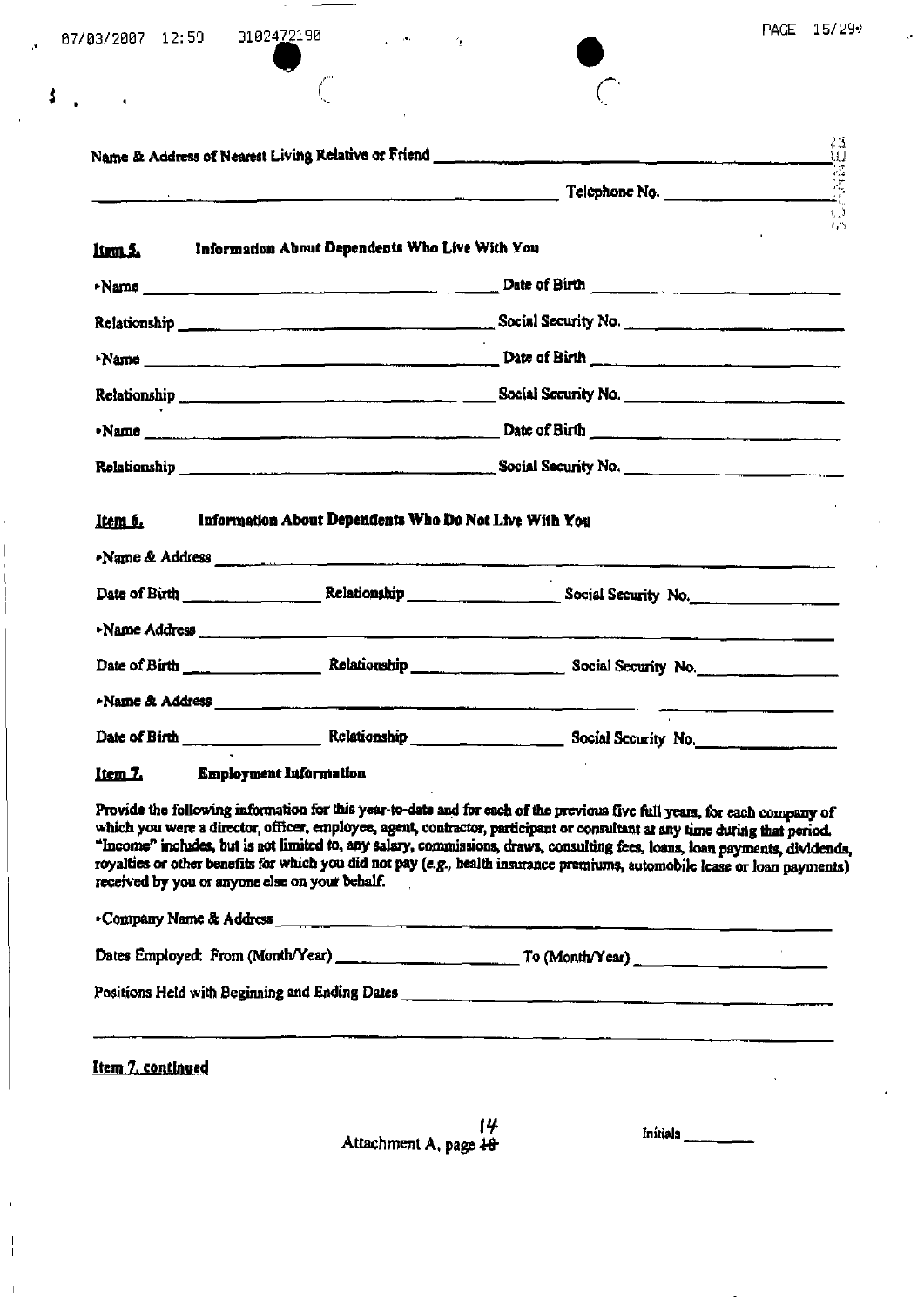Name & Address of Nearest Living Relative or Friend ______________________________

______________________________ Telephone No. ______________

**Item 5.** **Information About Dependents Who Live With You**

- Name ______________________________ Date of Birth ______________

Relationship ______________________________ Social Security No. ______________

- Name ______________________________ Date of Birth ______________

Relationship ______________________________ Social Security No. ______________

- Name ______________________________ Date of Birth ______________

Relationship ______________________________ Social Security No. ______________

**Item 6.** **Information About Dependents Who Do Not Live With You**

- Name & Address ______________________________

Date of Birth ______________ Relationship ______________ Social Security No. ______________

- Name Address ______________________________

Date of Birth ______________ Relationship ______________ Social Security No. ______________

- Name & Address ______________________________

Date of Birth ______________ Relationship ______________ Social Security No. ______________

**Item 7.** **Employment Information**

Provide the following information for this year-to-date and for each of the previous five full years, for each company of which you were a director, officer, employee, agent, contractor, participant or consultant at any time during that period. "Income" includes, but is not limited to, any salary, commissions, draws, consulting fees, loans, loan payments, dividends, royalties or other benefits for which you did not pay (*e.g.*, health insurance premiums, automobile lease or loan payments) received by you or anyone else on your behalf.

- Company Name & Address ______________________________

Dates Employed: From (Month/Year) ______________ To (Month/Year) ______________

Positions Held with Beginning and Ending Dates ______________________________

______________________________

**Item 7, continued**

Attachment A, page ~~18~~ 14

Initials ________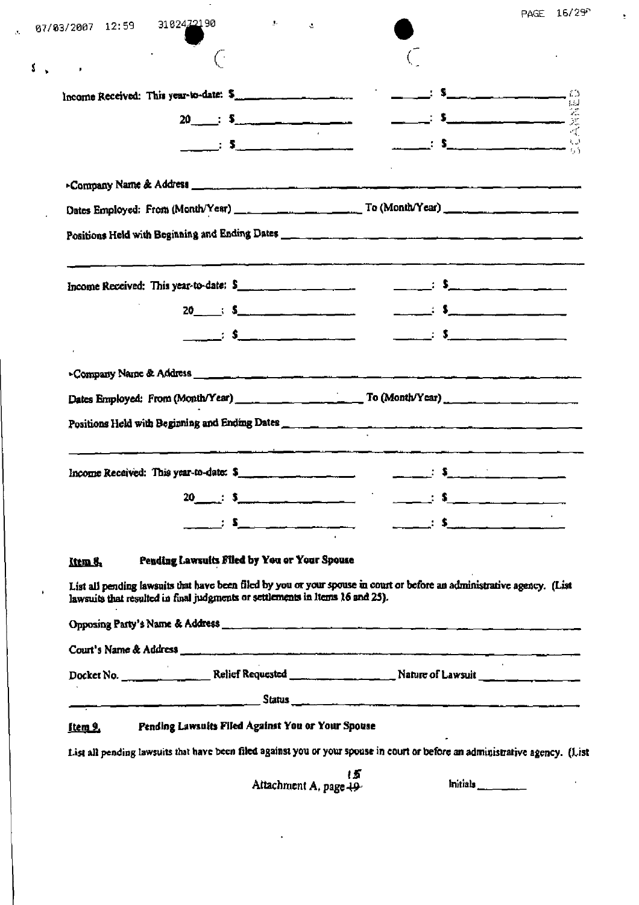Income Received: This year-to-date: $__________________ ______: $__________________

20____: $__________________ ______: $__________________

______: $__________________ ______: $__________________

•Company Name & Address ____________________________________________________________

Dates Employed: From (Month/Year) ____________________ To (Month/Year) ____________________

Positions Held with Beginning and Ending Dates ____________________________________________

______________________________________________________________________________

Income Received: This year-to-date: $__________________ ______: $__________________

20____: $__________________ ______: $__________________

______: $__________________ ______: $__________________

•Company Name & Address ____________________________________________________________

Dates Employed: From (Month/Year) ____________________ To (Month/Year) ____________________

Positions Held with Beginning and Ending Dates ____________________________________________

______________________________________________________________________________

Income Received: This year-to-date: $__________________ ______: $__________________

20____: $__________________ ______: $__________________

______: $__________________ ______: $__________________

**Item 8. Pending Lawsuits Filed by You or Your Spouse**

List all pending lawsuits that have been filed by you or your spouse in court or before an administrative agency. (List lawsuits that resulted in final judgments or settlements in Items 16 and 25).

Opposing Party's Name & Address ____________________________________________________

Court's Name & Address ___________________________________________________________

Docket No. ______________ Relief Requested ________________ Nature of Lawsuit ______________

____________________________ Status ______________________________________________

**Item 9. Pending Lawsuits Filed Against You or Your Spouse**

List all pending lawsuits that have been filed against you or your spouse in court or before an administrative agency. (List

Attachment A, page 15

Initials ________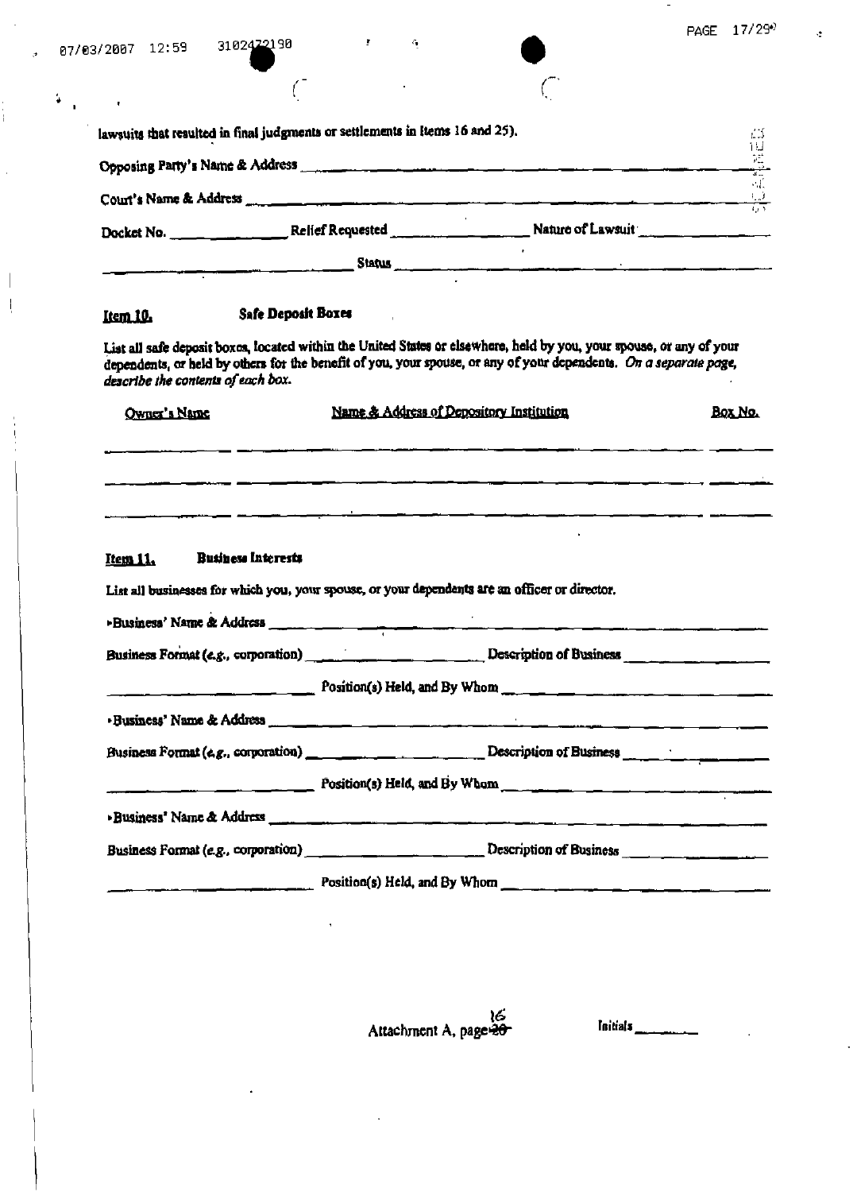lawsuits that resulted in final judgments or settlements in Items 16 and 25).

Opposing Party's Name & Address ______________________________________________

Court's Name & Address ______________________________________________

Docket No. ______________ Relief Requested ______________ Nature of Lawsuit ______________

______________________________ Status ______________________________

**Item 10.** **Safe Deposit Boxes**

List all safe deposit boxes, located within the United States or elsewhere, held by you, your spouse, or any of your dependents, or held by others for the benefit of you, your spouse, or any of your dependents. *On a separate page, describe the contents of each box.*

| Owner's Name | Name & Address of Depository Institution | Box No. |
|---|---|---|
| | | |
| | | |
| | | |

**Item 11.** **Business Interests**

List all businesses for which you, your spouse, or your dependents are an officer or director.

- Business' Name & Address ______________________________________________

Business Format (*e.g.*, corporation) ______________ Description of Business ______________

______________________________ Position(s) Held, and By Whom ______________________________

- Business' Name & Address ______________________________________________

Business Format (*e.g.*, corporation) ______________ Description of Business ______________

______________________________ Position(s) Held, and By Whom ______________________________

- Business' Name & Address ______________________________________________

Business Format (*e.g.*, corporation) ______________ Description of Business ______________

______________________________ Position(s) Held, and By Whom ______________________________

Attachment A, page 16

Initials ________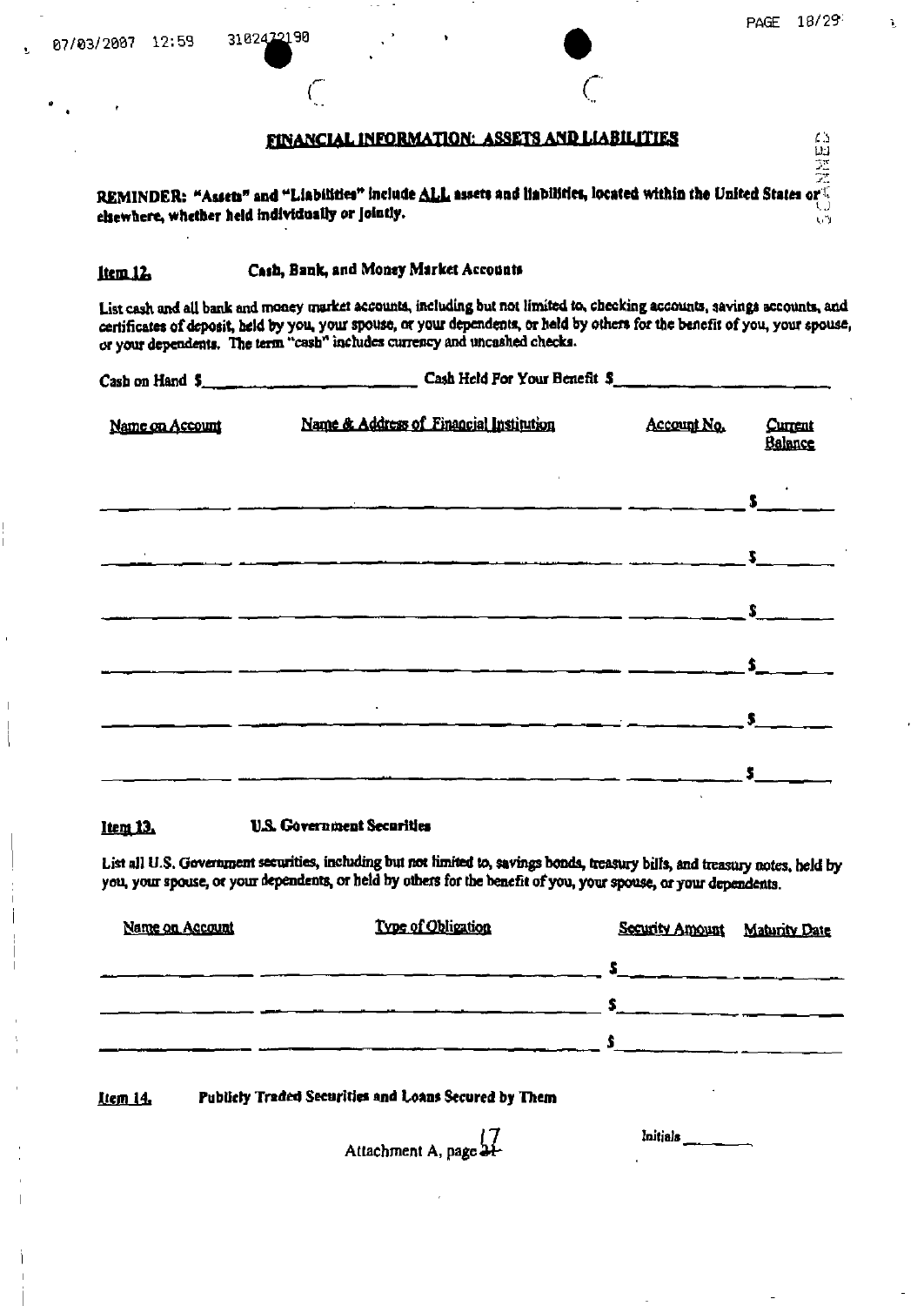## FINANCIAL INFORMATION: ASSETS AND LIABILITIES

**REMINDER: "Assets" and "Liabilities" include ALL assets and liabilities, located within the United States or elsewhere, whether held individually or jointly.**

**Item 12.** **Cash, Bank, and Money Market Accounts**

List cash and all bank and money market accounts, including but not limited to, checking accounts, savings accounts, and certificates of deposit, held by you, your spouse, or your dependents, or held by others for the benefit of you, your spouse, or your dependents. The term "cash" includes currency and uncashed checks.

Cash on Hand $\_\_\_\_\_\_\_\_\_\_ Cash Held For Your Benefit $\_\_\_\_\_\_\_\_\_\_

| Name on Account | Name & Address of Financial Institution | Account No. | Current Balance |
|---|---|---|---|
| | | | $ |
| | | | $ |
| | | | $ |
| | | | $ |
| | | | $ |
| | | | $ |

**Item 13.** **U.S. Government Securities**

List all U.S. Government securities, including but not limited to, savings bonds, treasury bills, and treasury notes, held by you, your spouse, or your dependents, or held by others for the benefit of you, your spouse, or your dependents.

| Name on Account | Type of Obligation | Security Amount | Maturity Date |
|---|---|---|---|
| | | $ | |
| | | $ | |
| | | $ | |

**Item 14.** **Publicly Traded Securities and Loans Secured by Them**

Attachment A, page 17

Initials \_\_\_\_\_\_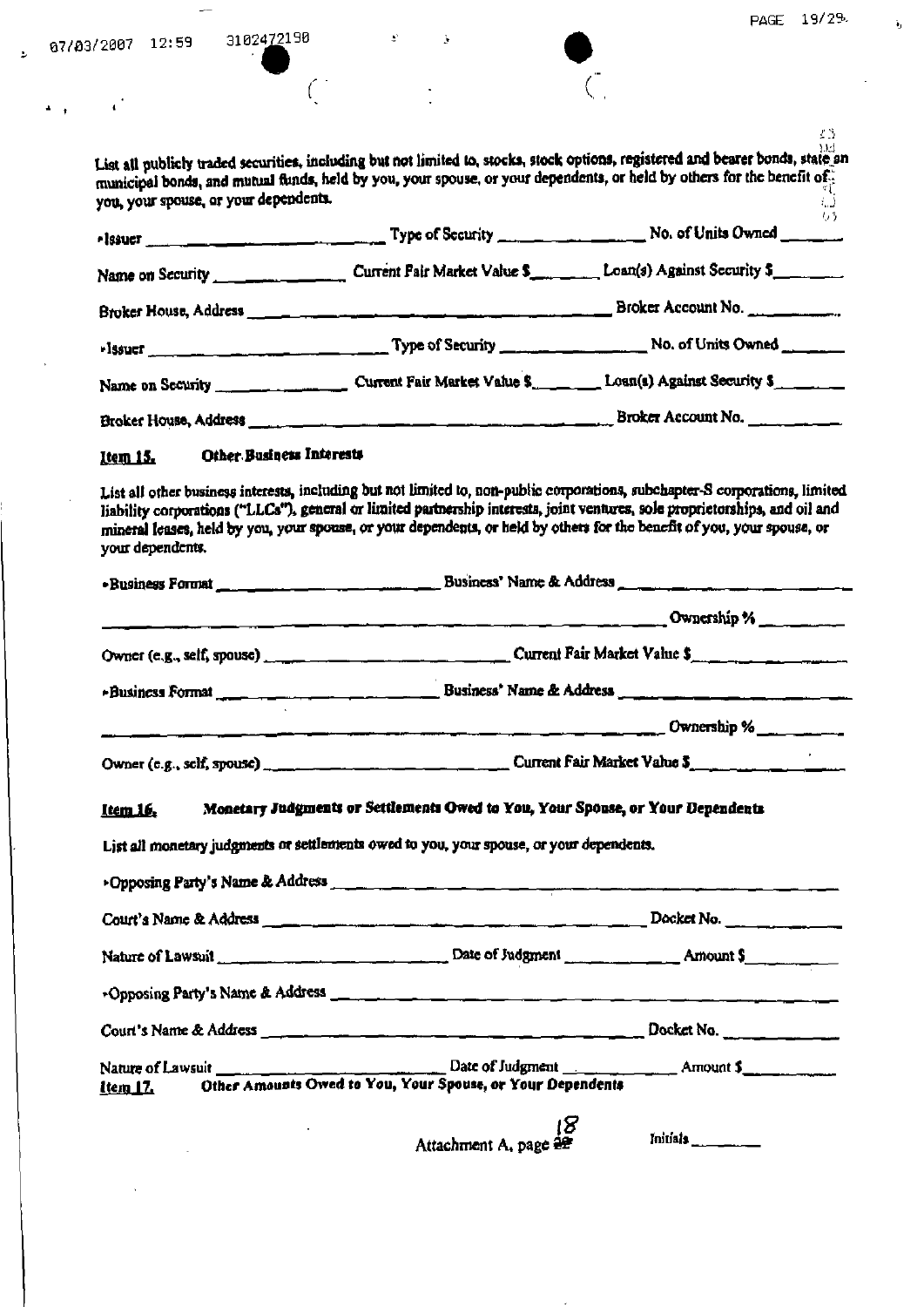List all publicly traded securities, including but not limited to, stocks, stock options, registered and bearer bonds, state and municipal bonds, and mutual funds, held by you, your spouse, or your dependents, or held by others for the benefit of you, your spouse, or your dependents.

▸Issuer ____________________ Type of Security ______________ No. of Units Owned ________

Name on Security ______________ Current Fair Market Value $________ Loan(s) Against Security $________

Broker House, Address ________________________________________ Broker Account No. __________

▸Issuer ____________________ Type of Security ______________ No. of Units Owned ________

Name on Security ______________ Current Fair Market Value $________ Loan(s) Against Security $________

Broker House, Address ________________________________________ Broker Account No. __________

**Item 15. Other Business Interests**

List all other business interests, including but not limited to, non-public corporations, subchapter-S corporations, limited liability corporations ("LLCs"), general or limited partnership interests, joint ventures, sole proprietorships, and oil and mineral leases, held by you, your spouse, or your dependents, or held by others for the benefit of you, your spouse, or your dependents.

▸Business Format ____________________ Business' Name & Address ____________________

________________________________________________________ Ownership % __________

Owner (e.g., self, spouse) ____________________ Current Fair Market Value $______________

▸Business Format ____________________ Business' Name & Address ____________________

________________________________________________________ Ownership % __________

Owner (e.g., self, spouse) ____________________ Current Fair Market Value $______________

**Item 16. Monetary Judgments or Settlements Owed to You, Your Spouse, or Your Dependents**

List all monetary judgments or settlements owed to you, your spouse, or your dependents.

▸Opposing Party's Name & Address ________________________________________

Court's Name & Address ________________________________________ Docket No. __________

Nature of Lawsuit ____________________ Date of Judgment ______________ Amount $__________

▸Opposing Party's Name & Address ________________________________________

Court's Name & Address ________________________________________ Docket No. __________

Nature of Lawsuit ____________________ Date of Judgment ______________ Amount $__________

**Item 17. Other Amounts Owed to You, Your Spouse, or Your Dependents**

Attachment A, page 18 Initials ________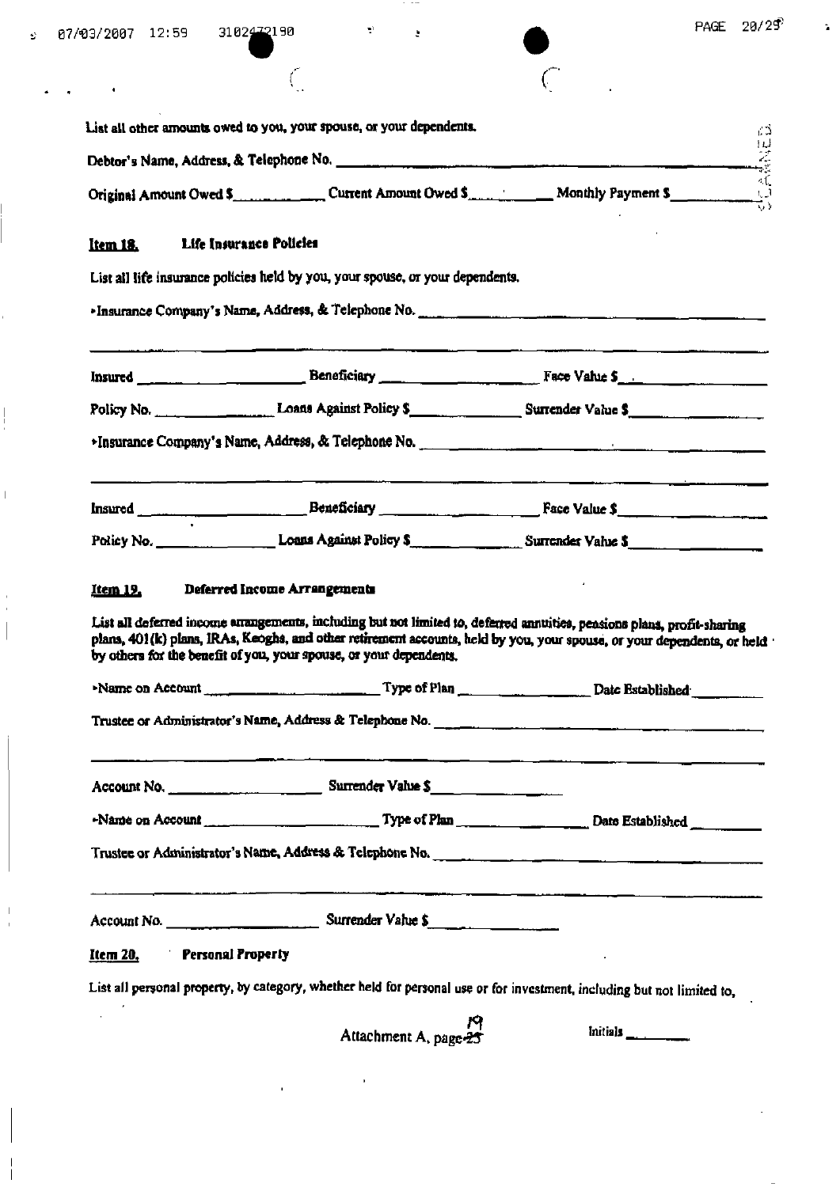List all other amounts owed to you, your spouse, or your dependents.

Debtor's Name, Address, & Telephone No. ____________________

Original Amount Owed $__________ Current Amount Owed $__________ Monthly Payment $__________

**Item 18. Life Insurance Policies**

List all life insurance policies held by you, your spouse, or your dependents.

▸Insurance Company's Name, Address, & Telephone No. ____________________

____________________

Insured __________ Beneficiary __________ Face Value $__________

Policy No. __________ Loans Against Policy $__________ Surrender Value $__________

▸Insurance Company's Name, Address, & Telephone No. ____________________

____________________

Insured __________ Beneficiary __________ Face Value $__________

Policy No. __________ Loans Against Policy $__________ Surrender Value $__________

**Item 19. Deferred Income Arrangements**

List all deferred income arrangements, including but not limited to, deferred annuities, pensions plans, profit-sharing plans, 401(k) plans, IRAs, Keoghs, and other retirement accounts, held by you, your spouse, or your dependents, or held by others for the benefit of you, your spouse, or your dependents.

▸Name on Account __________ Type of Plan __________ Date Established __________

Trustee or Administrator's Name, Address & Telephone No. ____________________

____________________

Account No. __________ Surrender Value $__________

▸Name on Account __________ Type of Plan __________ Date Established __________

Trustee or Administrator's Name, Address & Telephone No. ____________________

____________________

Account No. __________ Surrender Value $__________

**Item 20. Personal Property**

List all personal property, by category, whether held for personal use or for investment, including but not limited to,

Attachment A, page 19

Initials __________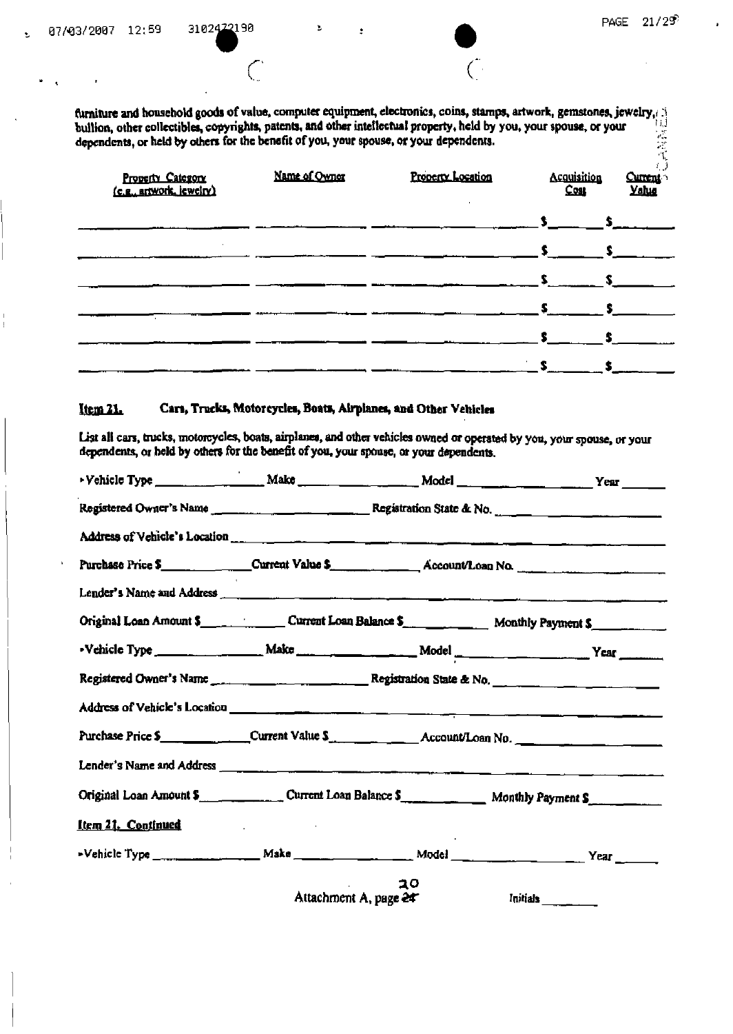furniture and household goods of value, computer equipment, electronics, coins, stamps, artwork, gemstones, jewelry, bullion, other collectibles, copyrights, patents, and other intellectual property, held by you, your spouse, or your dependents, or held by others for the benefit of you, your spouse, or your dependents.

| Property Category (e.g., artwork, jewelry) | Name of Owner | Property Location | Acquisition Cost | Current Value |
|---|---|---|---|---|
| | | | $ | $ |
| | | | $ | $ |
| | | | $ | $ |
| | | | $ | $ |
| | | | $ | $ |
| | | | $ | $ |

**Item 21. Cars, Trucks, Motorcycles, Boats, Airplanes, and Other Vehicles**

List all cars, trucks, motorcycles, boats, airplanes, and other vehicles owned or operated by you, your spouse, or your dependents, or held by others for the benefit of you, your spouse, or your dependents.

- Vehicle Type ________ Make ________ Model ________ Year ______

Registered Owner's Name ________ Registration State & No. ________

Address of Vehicle's Location ________

Purchase Price $________ Current Value $________ Account/Loan No. ________

Lender's Name and Address ________

Original Loan Amount $________ Current Loan Balance $________ Monthly Payment $________

- Vehicle Type ________ Make ________ Model ________ Year ______

Registered Owner's Name ________ Registration State & No. ________

Address of Vehicle's Location ________

Purchase Price $________ Current Value $________ Account/Loan No. ________

Lender's Name and Address ________

Original Loan Amount $________ Current Loan Balance $________ Monthly Payment $________

**Item 21. Continued**

- Vehicle Type ________ Make ________ Model ________ Year ______

20

Attachment A, page 24

Initials ________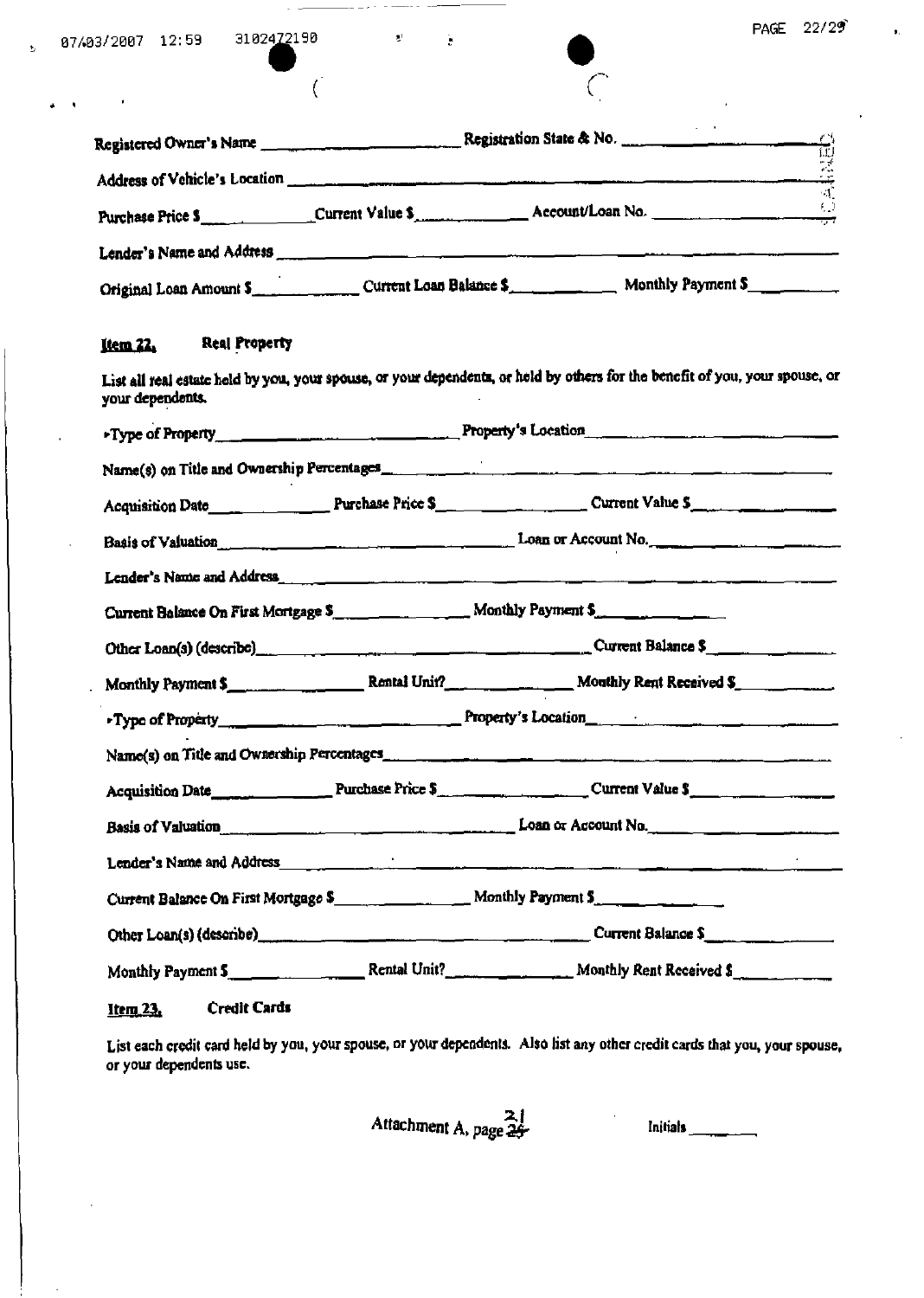Registered Owner's Name ____________________ Registration State & No. ____________________

Address of Vehicle's Location ________________________________________________

Purchase Price $__________ Current Value $__________ Account/Loan No. ____________________

Lender's Name and Address ________________________________________________

Original Loan Amount $__________ Current Loan Balance $__________ Monthly Payment $__________

**Item 22.** **Real Property**

List all real estate held by you, your spouse, or your dependents, or held by others for the benefit of you, your spouse, or your dependents.

- Type of Property____________________ Property's Location____________________

Name(s) on Title and Ownership Percentages________________________________________________

Acquisition Date__________ Purchase Price $__________ Current Value $__________

Basis of Valuation____________________ Loan or Account No.____________________

Lender's Name and Address________________________________________________

Current Balance On First Mortgage $__________ Monthly Payment $__________

Other Loan(s) (describe)____________________ Current Balance $__________

Monthly Payment $__________ Rental Unit?__________ Monthly Rent Received $__________

- Type of Property____________________ Property's Location____________________

Name(s) on Title and Ownership Percentages________________________________________________

Acquisition Date__________ Purchase Price $__________ Current Value $__________

Basis of Valuation____________________ Loan or Account No.____________________

Lender's Name and Address________________________________________________

Current Balance On First Mortgage $__________ Monthly Payment $__________

Other Loan(s) (describe)____________________ Current Balance $__________

Monthly Payment $__________ Rental Unit?__________ Monthly Rent Received $__________

**Item 23.** **Credit Cards**

List each credit card held by you, your spouse, or your dependents. Also list any other credit cards that you, your spouse, or your dependents use.

Attachment A, page 21

Initials ________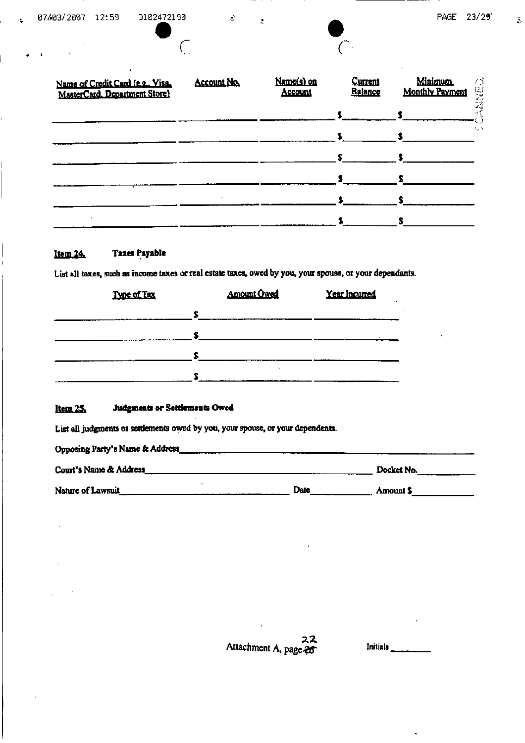| Name of Credit Card (e.g., Visa, MasterCard, Department Store) | Account No. | Name(s) on Account | Current Balance | Minimum Monthly Payment |
|---|---|---|---|---|
| | | | $ | $ |
| | | | $ | $ |
| | | | $ | $ |
| | | | $ | $ |
| | | | $ | $ |
| | | | $ | $ |

**Item 24. Taxes Payable**

List all taxes, such as income taxes or real estate taxes, owed by you, your spouse, or your dependants.

| Type of Tax | Amount Owed | Year Incurred |
|---|---|---|
| | $ | |
| | $ | |
| | $ | |
| | $ | |

**Item 25. Judgments or Settlements Owed**

List all judgments or settlements owed by you, your spouse, or your dependents.

Opposing Party's Name & Address\_\_\_\_\_\_\_\_\_\_\_\_\_\_\_\_\_\_\_\_\_\_\_\_\_\_\_\_\_\_

Court's Name & Address\_\_\_\_\_\_\_\_\_\_\_\_\_\_\_\_\_\_\_\_\_\_\_\_ Docket No.\_\_\_\_\_\_\_\_\_\_

Nature of Lawsuit\_\_\_\_\_\_\_\_\_\_\_\_\_\_\_\_\_\_ Date\_\_\_\_\_\_\_\_\_\_ Amount $\_\_\_\_\_\_\_\_\_\_

Attachment A, page 22

Initials \_\_\_\_\_\_\_\_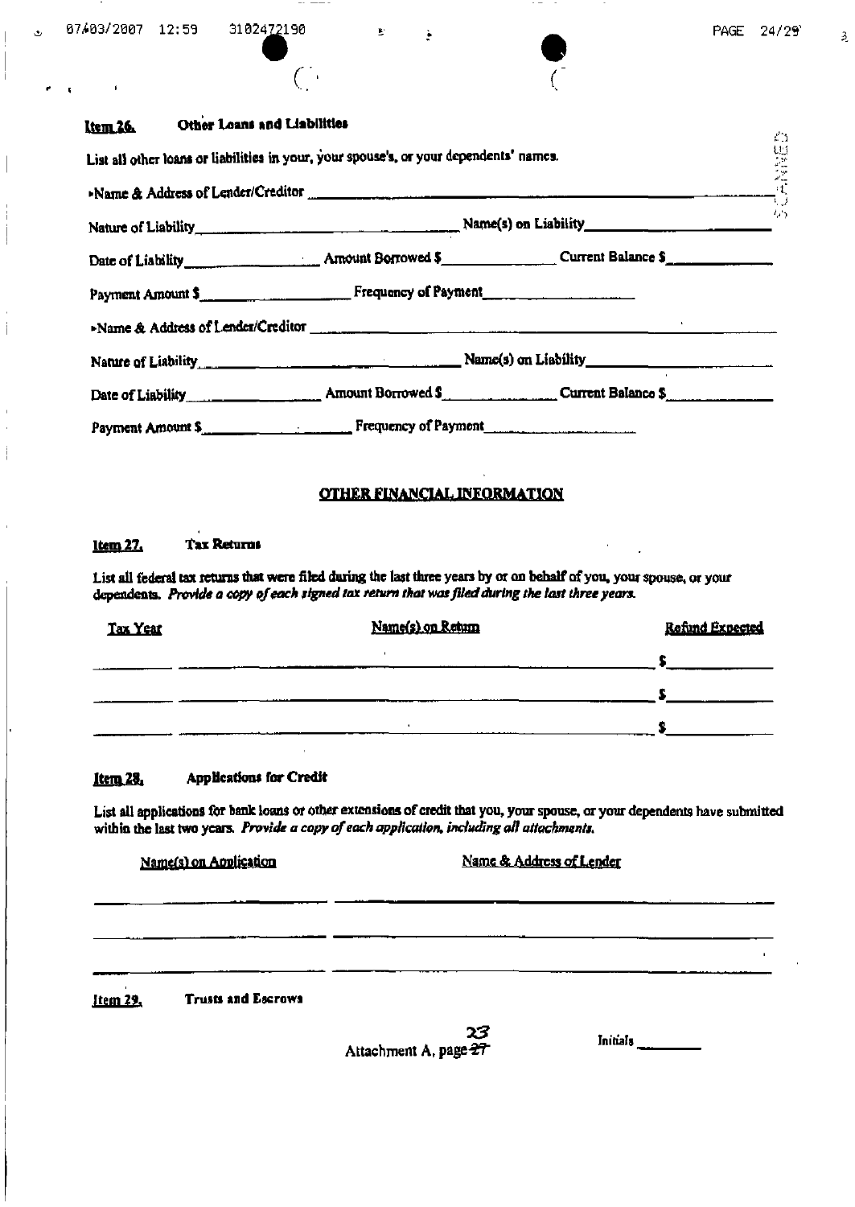**Item 26. Other Loans and Liabilities**

List all other loans or liabilities in your, your spouse's, or your dependents' names.

▸Name & Address of Lender/Creditor ____________________

Nature of Liability ____________________ Name(s) on Liability ____________________

Date of Liability ____________ Amount Borrowed $ ____________ Current Balance $ ____________

Payment Amount $ ____________ Frequency of Payment ____________

▸Name & Address of Lender/Creditor ____________________

Nature of Liability ____________________ Name(s) on Liability ____________________

Date of Liability ____________ Amount Borrowed $ ____________ Current Balance $ ____________

Payment Amount $ ____________ Frequency of Payment ____________

## OTHER FINANCIAL INFORMATION

**Item 27. Tax Returns**

List all federal tax returns that were filed during the last three years by or on behalf of you, your spouse, or your dependents. *Provide a copy of each signed tax return that was filed during the last three years.*

| Tax Year | Name(s) on Return | Refund Expected |
|---|---|---|
| | | $ |
| | | $ |
| | | $ |

**Item 28. Applications for Credit**

List all applications for bank loans or other extensions of credit that you, your spouse, or your dependents have submitted within the last two years. *Provide a copy of each application, including all attachments.*

| Name(s) on Application | Name & Address of Lender |
|---|---|
| | |
| | |
| | |

**Item 29. Trusts and Escrows**

Attachment A, page ~~27~~ 23

Initials ________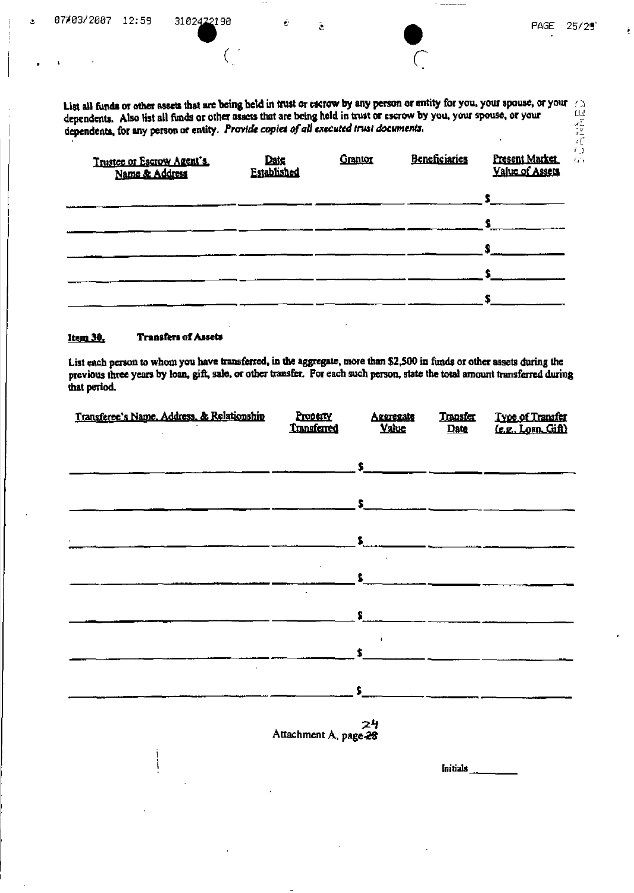List all funds or other assets that are being held in trust or escrow by any person or entity for you, your spouse, or your dependents. Also list all funds or other assets that are being held in trust or escrow by you, your spouse, or your dependents, for any person or entity. *Provide copies of all executed trust documents.*

| Trustee or Escrow Agent's Name & Address | Date Established | Grantor | Beneficiaries | Present Market Value of Assets |
|---|---|---|---|---|
| | | | | $ |
| | | | | $ |
| | | | | $ |
| | | | | $ |
| | | | | $ |

**Item 30. Transfers of Assets**

List each person to whom you have transferred, in the aggregate, more than $2,500 in funds or other assets during the previous three years by loan, gift, sale, or other transfer. For each such person, state the total amount transferred during that period.

| Transferee's Name, Address, & Relationship | Property Transferred | Aggregate Value | Transfer Date | Type of Transfer (e.g., Loan, Gift) |
|---|---|---|---|---|
| | | $ | | |
| | | $ | | |
| | | $ | | |
| | | $ | | |
| | | $ | | |
| | | $ | | |
| | | $ | | |

Attachment A, page ~~28~~ 24

Initials \_\_\_\_\_\_\_\_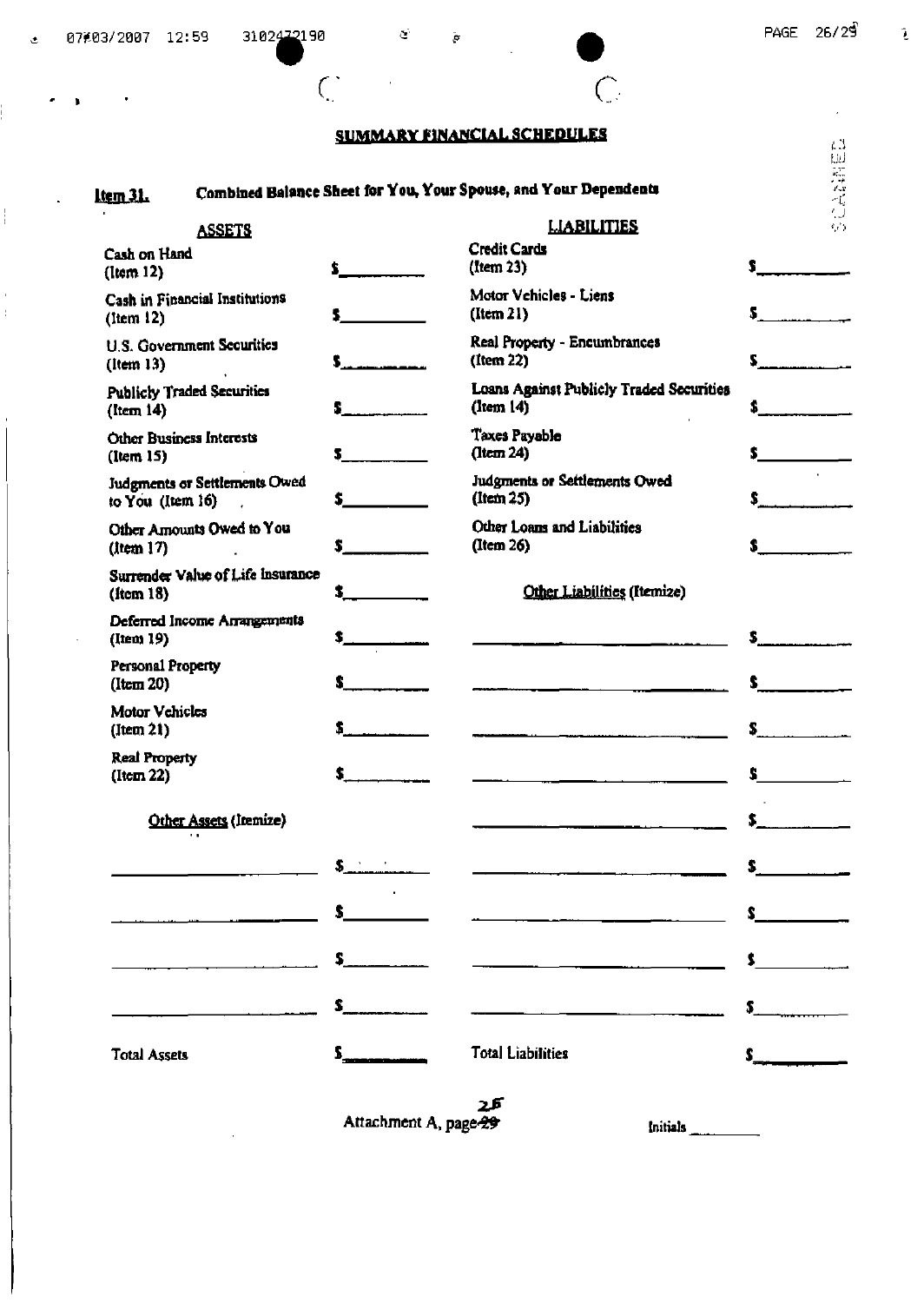## SUMMARY FINANCIAL SCHEDULES

**Item 31. Combined Balance Sheet for You, Your Spouse, and Your Dependents**

| ASSETS | | LIABILITIES | |
|---|---|---|---|
| Cash on Hand (Item 12) | $________ | Credit Cards (Item 23) | $________ |
| Cash in Financial Institutions (Item 12) | $________ | Motor Vehicles - Liens (Item 21) | $________ |
| U.S. Government Securities (Item 13) | $________ | Real Property - Encumbrances (Item 22) | $________ |
| Publicly Traded Securities (Item 14) | $________ | Loans Against Publicly Traded Securities (Item 14) | $________ |
| Other Business Interests (Item 15) | $________ | Taxes Payable (Item 24) | $________ |
| Judgments or Settlements Owed to You (Item 16) | $________ | Judgments or Settlements Owed (Item 25) | $________ |
| Other Amounts Owed to You (Item 17) | $________ | Other Loans and Liabilities (Item 26) | $________ |
| Surrender Value of Life Insurance (Item 18) | $________ | Other Liabilities (Itemize) | |
| Deferred Income Arrangements (Item 19) | $________ | ________________ | $________ |
| Personal Property (Item 20) | $________ | ________________ | $________ |
| Motor Vehicles (Item 21) | $________ | ________________ | $________ |
| Real Property (Item 22) | $________ | ________________ | $________ |
| Other Assets (Itemize) | | ________________ | $________ |
| ________________ | $________ | ________________ | $________ |
| ________________ | $________ | ________________ | $________ |
| ________________ | $________ | ________________ | $________ |
| ________________ | $________ | ________________ | $________ |
| Total Assets | $________ | Total Liabilities | $________ |

Attachment A, page 25

Initials ________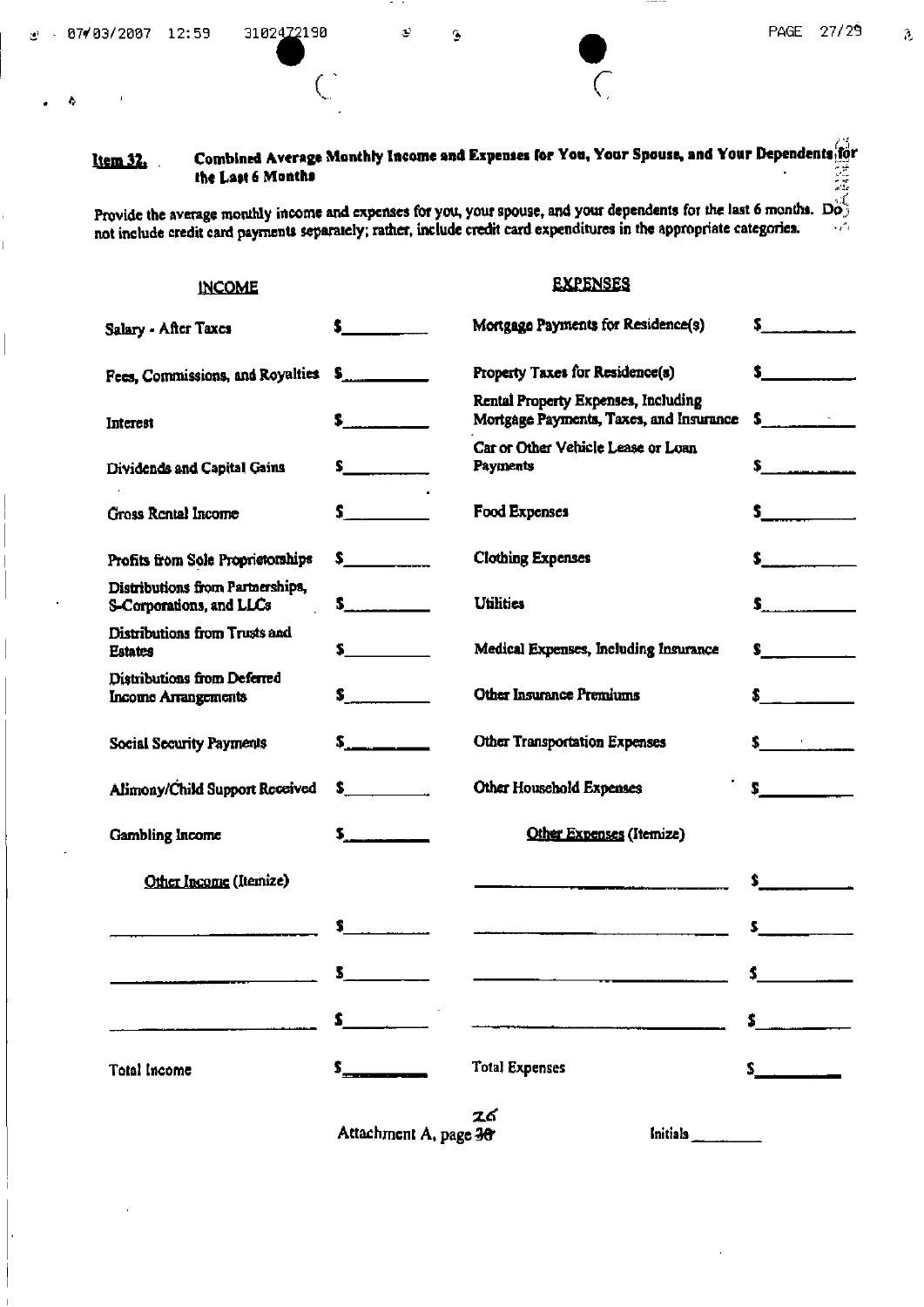**Item 32.** **Combined Average Monthly Income and Expenses for You, Your Spouse, and Your Dependents for the Last 6 Months**

Provide the average monthly income and expenses for you, your spouse, and your dependents for the last 6 months. Do not include credit card payments separately; rather, include credit card expenditures in the appropriate categories.

| INCOME | | EXPENSES | |
|---|---|---|---|
| Salary - After Taxes | $ | Mortgage Payments for Residence(s) | $ |
| Fees, Commissions, and Royalties | $ | Property Taxes for Residence(s) | $ |
| Interest | $ | Rental Property Expenses, Including Mortgage Payments, Taxes, and Insurance | $ |
| Dividends and Capital Gains | $ | Car or Other Vehicle Lease or Loan Payments | $ |
| Gross Rental Income | $ | Food Expenses | $ |
| Profits from Sole Proprietorships | $ | Clothing Expenses | $ |
| Distributions from Partnerships, S-Corporations, and LLCs | $ | Utilities | $ |
| Distributions from Trusts and Estates | $ | Medical Expenses, Including Insurance | $ |
| Distributions from Deferred Income Arrangements | $ | Other Insurance Premiums | $ |
| Social Security Payments | $ | Other Transportation Expenses | $ |
| Alimony/Child Support Received | $ | Other Household Expenses | $ |
| Gambling Income | $ | Other Expenses (Itemize) | |
| Other Income (Itemize) | | | $ |
| | $ | | $ |
| | $ | | $ |
| | $ | | $ |
| Total Income | $ | Total Expenses | $ |

Attachment A, page 26

Initials ________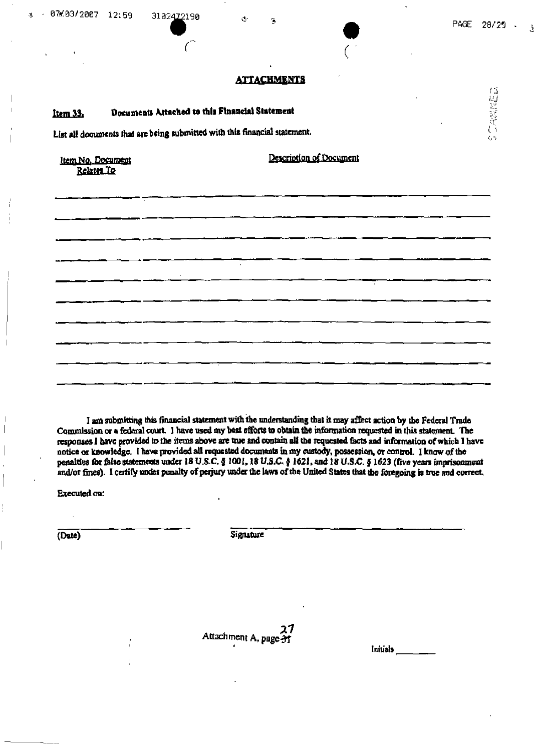## ATTACHMENTS

**Item 33. Documents Attached to this Financial Statement**

List all documents that are being submitted with this financial statement.

| Item No. Document Relates To | Description of Document |
|---|---|
| | |
| | |
| | |
| | |
| | |
| | |
| | |
| | |
| | |

I am submitting this financial statement with the understanding that it may affect action by the Federal Trade Commission or a federal court. I have used my best efforts to obtain the information requested in this statement. The responses I have provided to the items above are true and contain all the requested facts and information of which I have notice or knowledge. I have provided all requested documents in my custody, possession, or control. I know of the penalties for false statements under *18 U.S.C. § 1001, 18 U.S.C. § 1621*, and *18 U.S.C. § 1623 (five years imprisonment and/or fines)*. I certify under penalty of perjury under the laws of the United States that the foregoing is true and correct.

Executed on:

______________________ ______________________________
(Date) Signature

Attachment A, page 27

Initials ________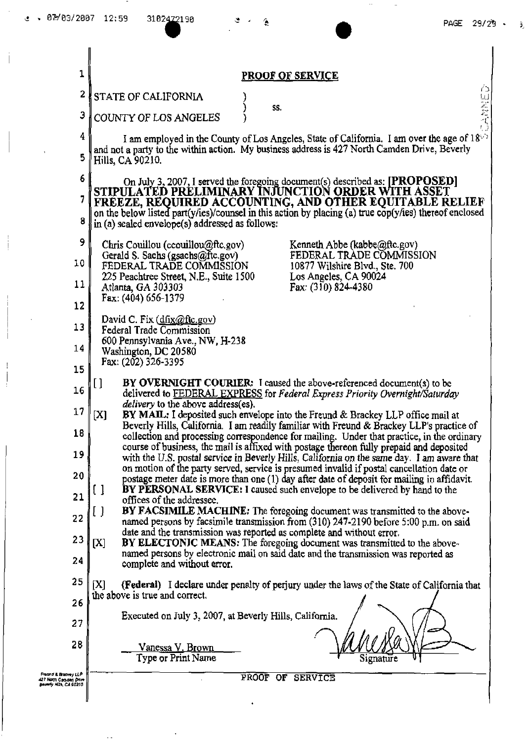# PROOF OF SERVICE

STATE OF CALIFORNIA )
) ss.
COUNTY OF LOS ANGELES )

I am employed in the County of Los Angeles, State of California. I am over the age of 18 and not a party to the within action. My business address is 427 North Camden Drive, Beverly Hills, CA 90210.

On July 3, 2007, I served the foregoing document(s) described as: **[PROPOSED] STIPULATED PRELIMINARY INJUNCTION ORDER WITH ASSET FREEZE, REQUIRED ACCOUNTING, AND OTHER EQUITABLE RELIEF** on the below listed part(y/ies)/counsel in this action by placing (a) true cop(y/ies) thereof enclosed in (a) sealed envelope(s) addressed as follows:

Chris Couillou (ccouillou@ftc.gov)
Gerald S. Sachs (gsachs@ftc.gov)
FEDERAL TRADE COMMISSION
225 Peachtree Street, N.E., Suite 1500
Atlanta, GA 303303
Fax: (404) 656-1379

Kenneth Abbe (kabbe@ftc.gov)
FEDERAL TRADE COMMISSION
10877 Wilshire Blvd., Ste. 700
Los Angeles, CA 90024
Fax: (310) 824-4380

David C. Fix (dfix@ftc.gov)
Federal Trade Commission
600 Pennsylvania Ave., NW, H-238
Washington, DC 20580
Fax: (202) 326-3395

[ ] **BY OVERNIGHT COURIER:** I caused the above-referenced document(s) to be delivered to FEDERAL EXPRESS for *Federal Express Priority Overnight/Saturday delivery* to the above address(es).

[X] **BY MAIL:** I deposited such envelope into the Freund & Brackey LLP office mail at Beverly Hills, California. I am readily familiar with Freund & Brackey LLP's practice of collection and processing correspondence for mailing. Under that practice, in the ordinary course of business, the mail is affixed with postage thereon fully prepaid and deposited with the U.S. postal service in Beverly Hills, California on the same day. I am aware that on motion of the party served, service is presumed invalid if postal cancellation date or postage meter date is more than one (1) day after date of deposit for mailing in affidavit.

[ ] **BY PERSONAL SERVICE:** I caused such envelope to be delivered by hand to the offices of the addressee.

[ ] **BY FACSIMILE MACHINE:** The foregoing document was transmitted to the above-named persons by facsimile transmission from (310) 247-2190 before 5:00 p.m. on said date and the transmission was reported as complete and without error.

[X] **BY ELECTONIC MEANS:** The foregoing document was transmitted to the above-named persons by electronic mail on said date and the transmission was reported as complete and without error.

[X] **(Federal)** I declare under penalty of perjury under the laws of the State of California that the above is true and correct.

Executed on July 3, 2007, at Beverly Hills, California.

Vanessa V. Brown
Type or Print Name

Signature